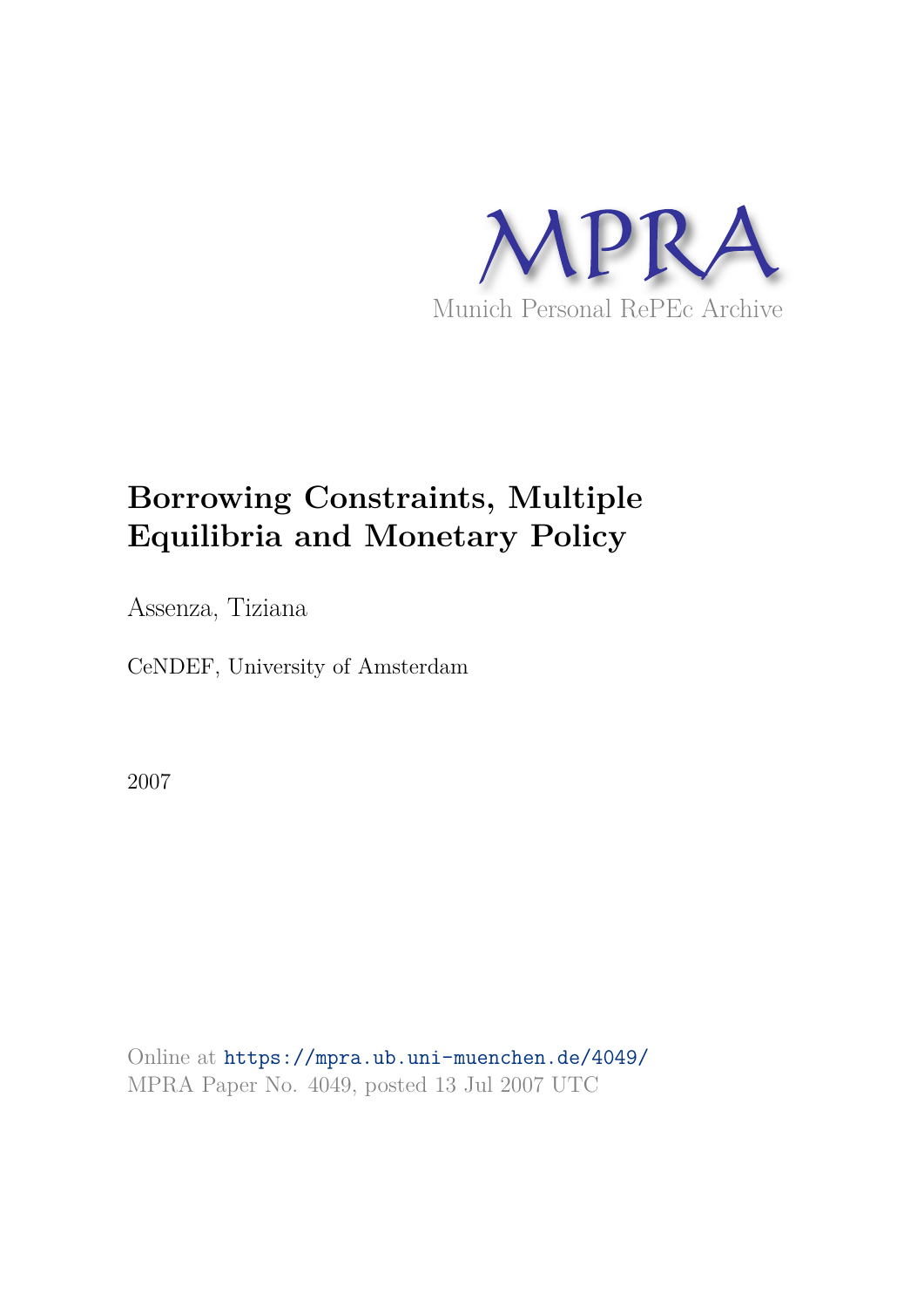MPRA

Munich Personal RePEc Archive

# Borrowing Constraints, Multiple Equilibria and Monetary Policy

Assenza, Tiziana

CeNDEF, University of Amsterdam

2007

Online at https://mpra.ub.uni-muenchen.de/4049/
MPRA Paper No. 4049, posted 13 Jul 2007 UTC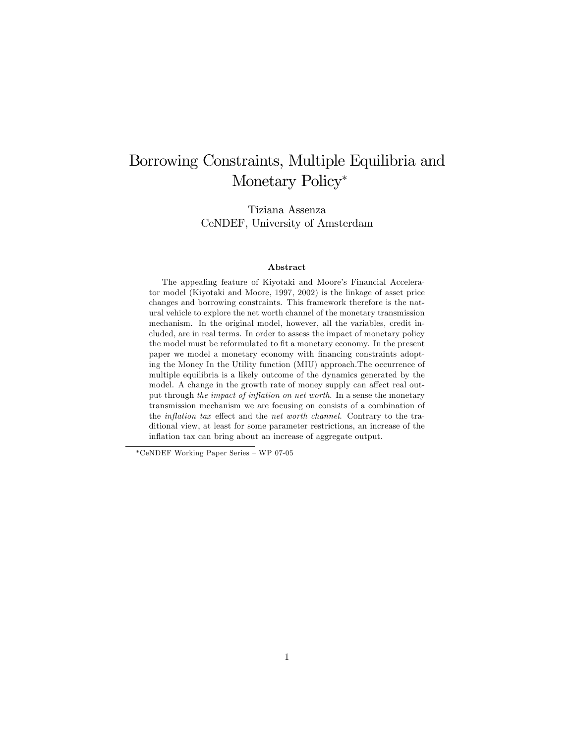# Borrowing Constraints, Multiple Equilibria and Monetary Policy*

Tiziana Assenza
CeNDEF, University of Amsterdam

### Abstract

The appealing feature of Kiyotaki and Moore's Financial Accelerator model (Kiyotaki and Moore, 1997, 2002) is the linkage of asset price changes and borrowing constraints. This framework therefore is the natural vehicle to explore the net worth channel of the monetary transmission mechanism. In the original model, however, all the variables, credit included, are in real terms. In order to assess the impact of monetary policy the model must be reformulated to fit a monetary economy. In the present paper we model a monetary economy with financing constraints adopting the Money In the Utility function (MIU) approach.The occurrence of multiple equilibria is a likely outcome of the dynamics generated by the model. A change in the growth rate of money supply can affect real output through *the impact of inflation on net worth*. In a sense the monetary transmission mechanism we are focusing on consists of a combination of the *inflation tax* effect and the *net worth channel*. Contrary to the traditional view, at least for some parameter restrictions, an increase of the inflation tax can bring about an increase of aggregate output.

*CeNDEF Working Paper Series – WP 07-05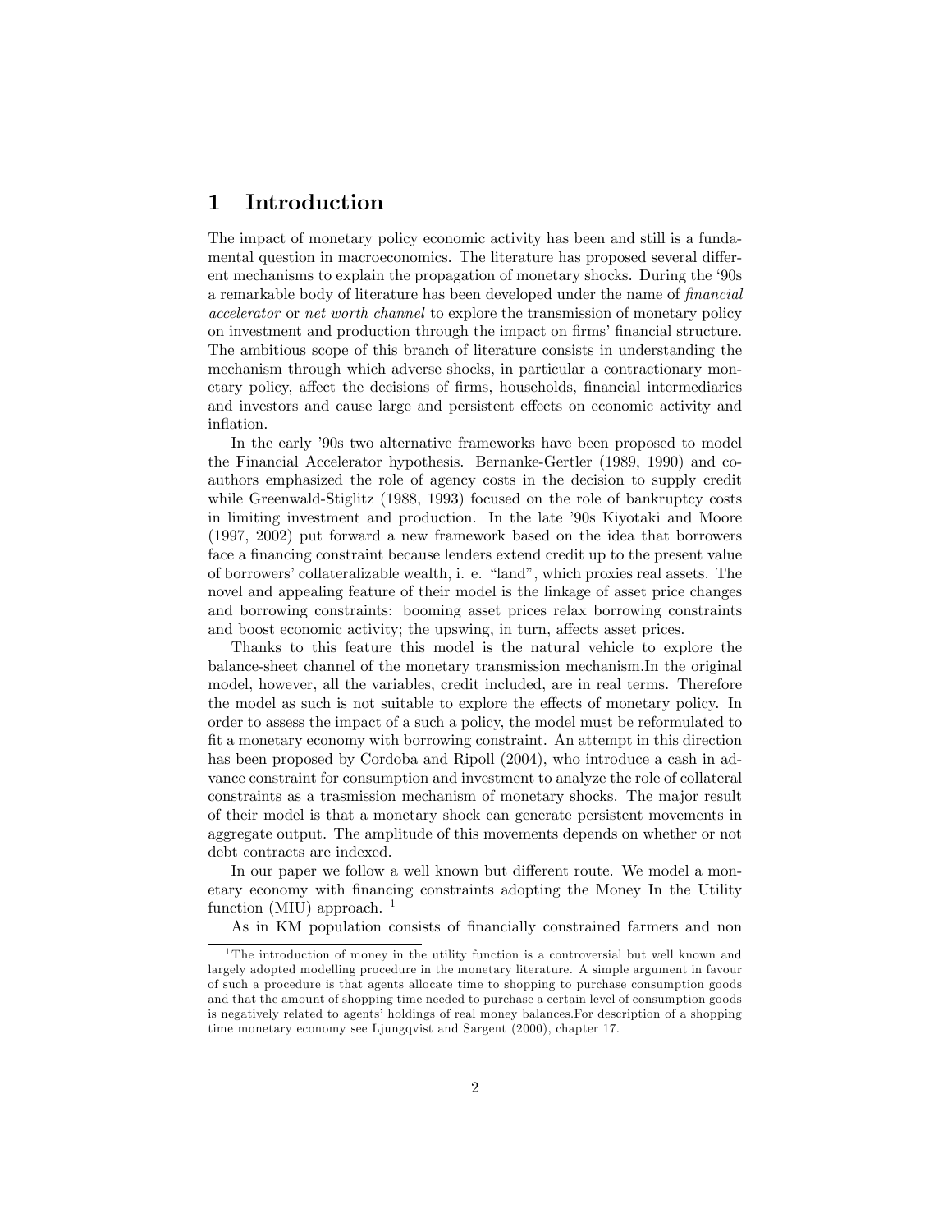# 1 Introduction

The impact of monetary policy economic activity has been and still is a fundamental question in macroeconomics. The literature has proposed several different mechanisms to explain the propagation of monetary shocks. During the '90s a remarkable body of literature has been developed under the name of *financial accelerator* or *net worth channel* to explore the transmission of monetary policy on investment and production through the impact on firms' financial structure. The ambitious scope of this branch of literature consists in understanding the mechanism through which adverse shocks, in particular a contractionary monetary policy, affect the decisions of firms, households, financial intermediaries and investors and cause large and persistent effects on economic activity and inflation.

In the early '90s two alternative frameworks have been proposed to model the Financial Accelerator hypothesis. Bernanke-Gertler (1989, 1990) and coauthors emphasized the role of agency costs in the decision to supply credit while Greenwald-Stiglitz (1988, 1993) focused on the role of bankruptcy costs in limiting investment and production. In the late '90s Kiyotaki and Moore (1997, 2002) put forward a new framework based on the idea that borrowers face a financing constraint because lenders extend credit up to the present value of borrowers' collateralizable wealth, i. e. "land", which proxies real assets. The novel and appealing feature of their model is the linkage of asset price changes and borrowing constraints: booming asset prices relax borrowing constraints and boost economic activity; the upswing, in turn, affects asset prices.

Thanks to this feature this model is the natural vehicle to explore the balance-sheet channel of the monetary transmission mechanism.In the original model, however, all the variables, credit included, are in real terms. Therefore the model as such is not suitable to explore the effects of monetary policy. In order to assess the impact of a such a policy, the model must be reformulated to fit a monetary economy with borrowing constraint. An attempt in this direction has been proposed by Cordoba and Ripoll (2004), who introduce a cash in advance constraint for consumption and investment to analyze the role of collateral constraints as a trasmission mechanism of monetary shocks. The major result of their model is that a monetary shock can generate persistent movements in aggregate output. The amplitude of this movements depends on whether or not debt contracts are indexed.

In our paper we follow a well known but different route. We model a monetary economy with financing constraints adopting the Money In the Utility function (MIU) approach. [1]

As in KM population consists of financially constrained farmers and non

[1] The introduction of money in the utility function is a controversial but well known and largely adopted modelling procedure in the monetary literature. A simple argument in favour of such a procedure is that agents allocate time to shopping to purchase consumption goods and that the amount of shopping time needed to purchase a certain level of consumption goods is negatively related to agents' holdings of real money balances.For description of a shopping time monetary economy see Ljungqvist and Sargent (2000), chapter 17.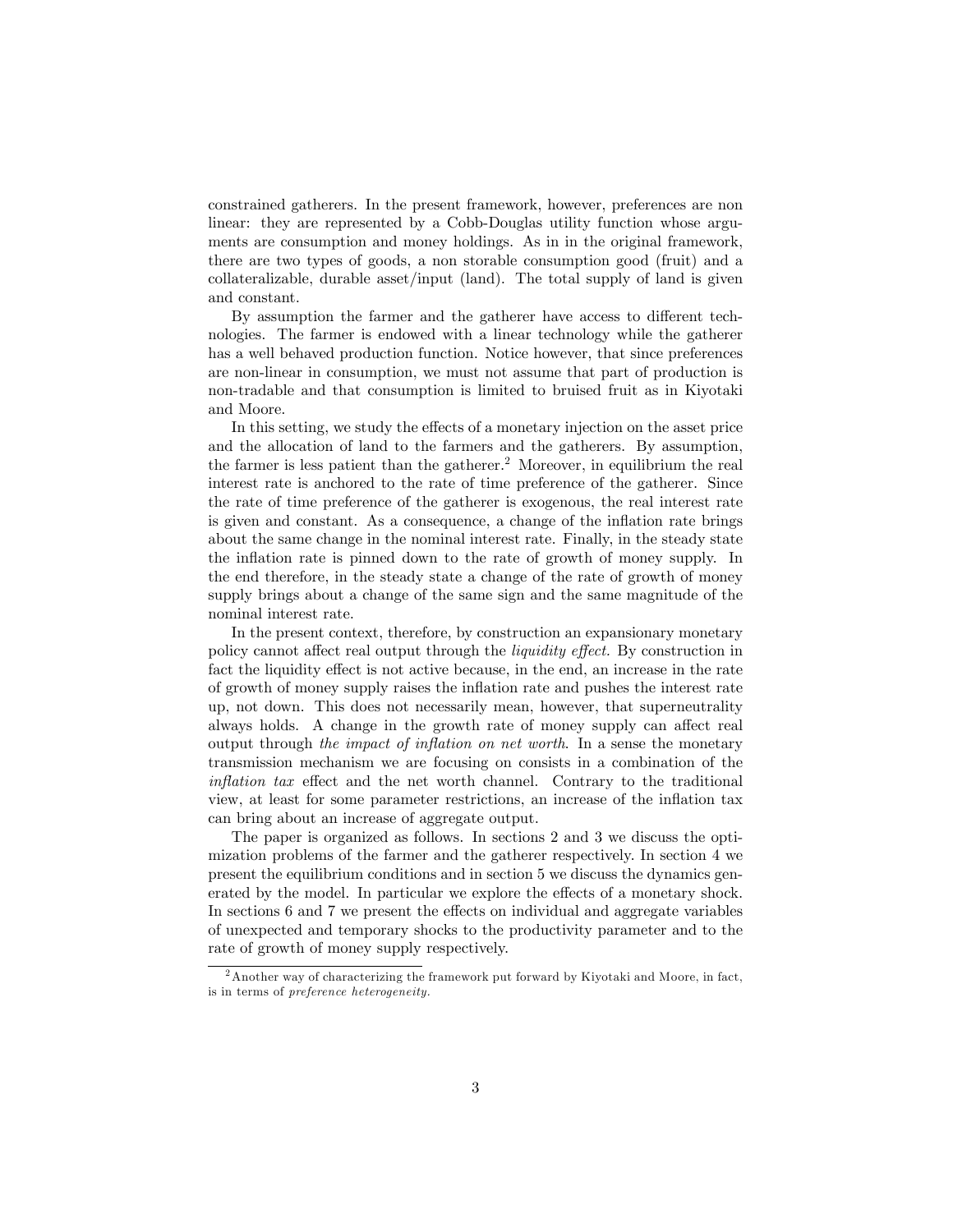constrained gatherers. In the present framework, however, preferences are non linear: they are represented by a Cobb-Douglas utility function whose arguments are consumption and money holdings. As in in the original framework, there are two types of goods, a non storable consumption good (fruit) and a collateralizable, durable asset/input (land). The total supply of land is given and constant.

By assumption the farmer and the gatherer have access to different technologies. The farmer is endowed with a linear technology while the gatherer has a well behaved production function. Notice however, that since preferences are non-linear in consumption, we must not assume that part of production is non-tradable and that consumption is limited to bruised fruit as in Kiyotaki and Moore.

In this setting, we study the effects of a monetary injection on the asset price and the allocation of land to the farmers and the gatherers. By assumption, the farmer is less patient than the gatherer.[2] Moreover, in equilibrium the real interest rate is anchored to the rate of time preference of the gatherer. Since the rate of time preference of the gatherer is exogenous, the real interest rate is given and constant. As a consequence, a change of the inflation rate brings about the same change in the nominal interest rate. Finally, in the steady state the inflation rate is pinned down to the rate of growth of money supply. In the end therefore, in the steady state a change of the rate of growth of money supply brings about a change of the same sign and the same magnitude of the nominal interest rate.

In the present context, therefore, by construction an expansionary monetary policy cannot affect real output through the *liquidity effect*. By construction in fact the liquidity effect is not active because, in the end, an increase in the rate of growth of money supply raises the inflation rate and pushes the interest rate up, not down. This does not necessarily mean, however, that superneutrality always holds. A change in the growth rate of money supply can affect real output through *the impact of inflation on net worth*. In a sense the monetary transmission mechanism we are focusing on consists in a combination of the *inflation tax* effect and the net worth channel. Contrary to the traditional view, at least for some parameter restrictions, an increase of the inflation tax can bring about an increase of aggregate output.

The paper is organized as follows. In sections 2 and 3 we discuss the optimization problems of the farmer and the gatherer respectively. In section 4 we present the equilibrium conditions and in section 5 we discuss the dynamics generated by the model. In particular we explore the effects of a monetary shock. In sections 6 and 7 we present the effects on individual and aggregate variables of unexpected and temporary shocks to the productivity parameter and to the rate of growth of money supply respectively.

[2] Another way of characterizing the framework put forward by Kiyotaki and Moore, in fact, is in terms of *preference heterogeneity*.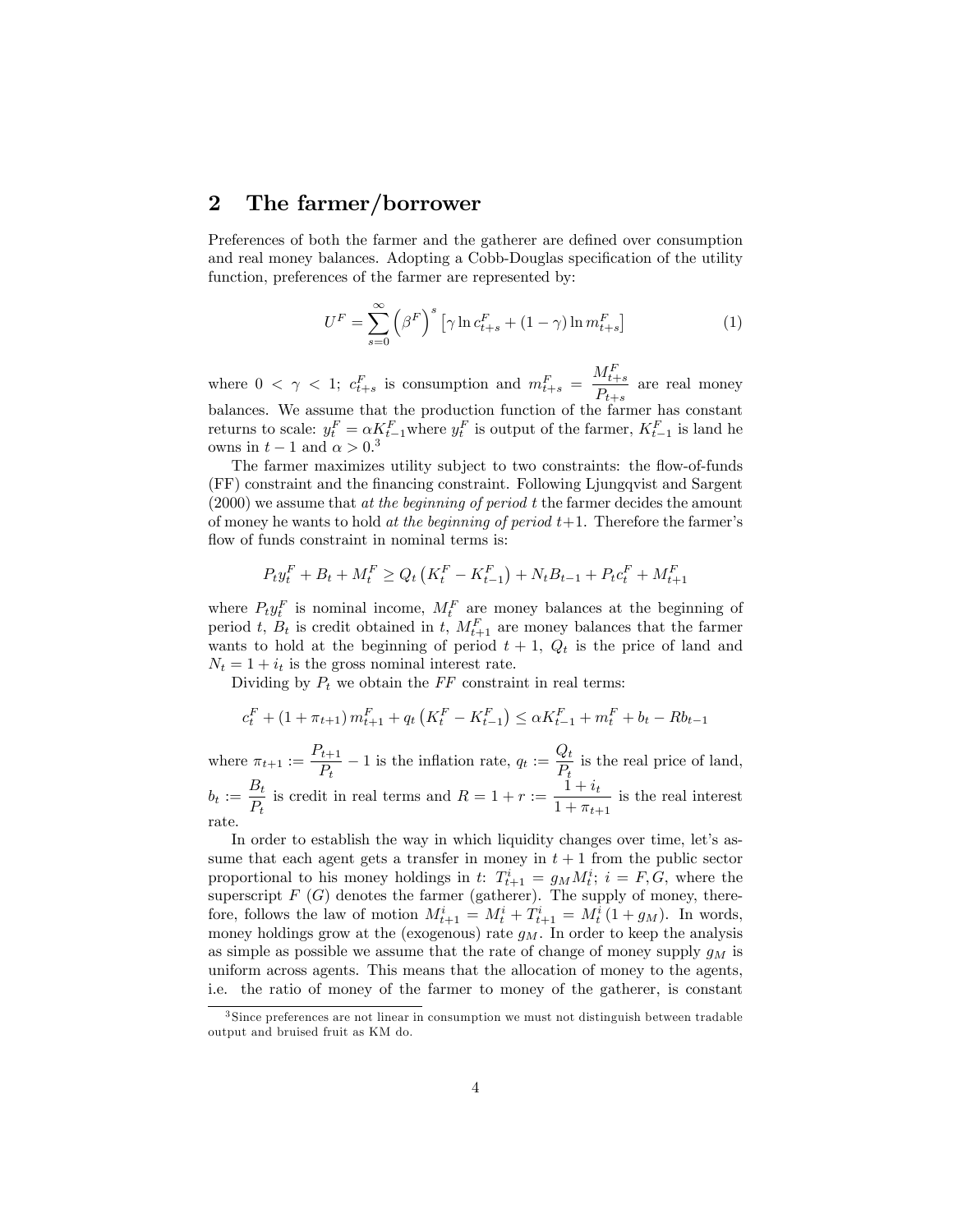## 2 The farmer/borrower

Preferences of both the farmer and the gatherer are defined over consumption and real money balances. Adopting a Cobb-Douglas specification of the utility function, preferences of the farmer are represented by:

$$U^F = \sum_{s=0}^{\infty} \left(\beta^F\right)^s \left[\gamma \ln c^F_{t+s} + (1-\gamma) \ln m^F_{t+s}\right] \tag{1}$$

where $0 < \gamma < 1$; $c^F_{t+s}$ is consumption and $m^F_{t+s} = \dfrac{M^F_{t+s}}{P_{t+s}}$ are real money balances. We assume that the production function of the farmer has constant returns to scale: $y^F_t = \alpha K^F_{t-1}$ where $y^F_t$ is output of the farmer, $K^F_{t-1}$ is land he owns in $t-1$ and $\alpha > 0$.[3]

The farmer maximizes utility subject to two constraints: the flow-of-funds (FF) constraint and the financing constraint. Following Ljungqvist and Sargent (2000) we assume that *at the beginning of period t* the farmer decides the amount of money he wants to hold *at the beginning of period t+1*. Therefore the farmer's flow of funds constraint in nominal terms is:

$$P_t y^F_t + B_t + M^F_t \geq Q_t \left(K^F_t - K^F_{t-1}\right) + N_t B_{t-1} + P_t c^F_t + M^F_{t+1}$$

where $P_t y^F_t$ is nominal income, $M^F_t$ are money balances at the beginning of period $t$, $B_t$ is credit obtained in $t$, $M^F_{t+1}$ are money balances that the farmer wants to hold at the beginning of period $t+1$, $Q_t$ is the price of land and $N_t = 1 + i_t$ is the gross nominal interest rate.

Dividing by $P_t$ we obtain the $FF$ constraint in real terms:

$$c^F_t + (1+\pi_{t+1}) m^F_{t+1} + q_t \left(K^F_t - K^F_{t-1}\right) \leq \alpha K^F_{t-1} + m^F_t + b_t - R b_{t-1}$$

where $\pi_{t+1} := \dfrac{P_{t+1}}{P_t} - 1$ is the inflation rate, $q_t := \dfrac{Q_t}{P_t}$ is the real price of land, $b_t := \dfrac{B_t}{P_t}$ is credit in real terms and $R = 1 + r := \dfrac{1+i_t}{1+\pi_{t+1}}$ is the real interest rate.

In order to establish the way in which liquidity changes over time, let's assume that each agent gets a transfer in money in $t+1$ from the public sector proportional to his money holdings in $t$: $T^i_{t+1} = g_M M^i_t$; $i = F, G$, where the superscript $F$ ($G$) denotes the farmer (gatherer). The supply of money, therefore, follows the law of motion $M^i_{t+1} = M^i_t + T^i_{t+1} = M^i_t (1 + g_M)$. In words, money holdings grow at the (exogenous) rate $g_M$. In order to keep the analysis as simple as possible we assume that the rate of change of money supply $g_M$ is uniform across agents. This means that the allocation of money to the agents, i.e. the ratio of money of the farmer to money of the gatherer, is constant

[3] Since preferences are not linear in consumption we must not distinguish between tradable output and bruised fruit as KM do.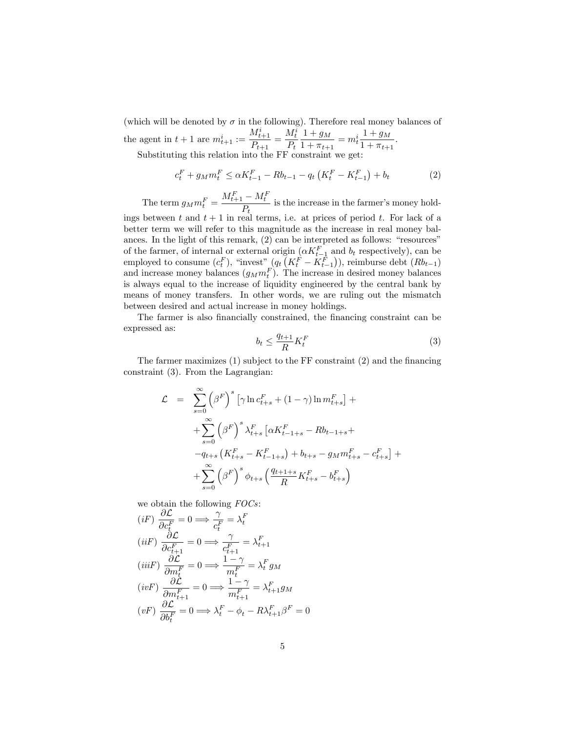(which will be denoted by $\sigma$ in the following). Therefore real money balances of the agent in $t+1$ are $m_{t+1}^i := \frac{M_{t+1}^i}{P_{t+1}} = \frac{M_t^i}{P_t}\frac{1+g_M}{1+\pi_{t+1}} = m_t^i \frac{1+g_M}{1+\pi_{t+1}}$.

Substituting this relation into the FF constraint we get:

$$c_t^F + g_M m_t^F \leq \alpha K_{t-1}^F - Rb_{t-1} - q_t\left(K_t^F - K_{t-1}^F\right) + b_t \tag{2}$$

The term $g_M m_t^F = \frac{M_{t+1}^F - M_t^F}{P_t}$ is the increase in the farmer's money holdings between $t$ and $t+1$ in real terms, i.e. at prices of period $t$. For lack of a better term we will refer to this magnitude as the increase in real money balances. In the light of this remark, (2) can be interpreted as follows: "resources" of the farmer, of internal or external origin ($\alpha K_{t-1}^F$ and $b_t$ respectively), can be employed to consume ($c_t^F$), "invest" ($q_t\left(K_t^F - K_{t-1}^F\right)$), reimburse debt ($Rb_{t-1}$) and increase money balances ($g_M m_t^F$). The increase in desired money balances is always equal to the increase of liquidity engineered by the central bank by means of money transfers. In other words, we are ruling out the mismatch between desired and actual increase in money holdings.

The farmer is also financially constrained, the financing constraint can be expressed as:

$$b_t \leq \frac{q_{t+1}}{R} K_t^F \tag{3}$$

The farmer maximizes (1) subject to the FF constraint (2) and the financing constraint (3). From the Lagrangian:

$$\begin{aligned}
\mathcal{L} &= \sum_{s=0}^{\infty}\left(\beta^F\right)^s\left[\gamma \ln c_{t+s}^F + (1-\gamma)\ln m_{t+s}^F\right] + \\
&+ \sum_{s=0}^{\infty}\left(\beta^F\right)^s \lambda_{t+s}^F\left[\alpha K_{t-1+s}^F - Rb_{t-1+s} + \right. \\
&\left. - q_{t+s}\left(K_{t+s}^F - K_{t-1+s}^F\right) + b_{t+s} - g_M m_{t+s}^F - c_{t+s}^F\right] + \\
&+ \sum_{s=0}^{\infty}\left(\beta^F\right)^s \phi_{t+s}\left(\frac{q_{t+1+s}}{R}K_{t+s}^F - b_{t+s}^F\right)
\end{aligned}$$

we obtain the following *FOCs*:

$(iF)$ $\frac{\partial \mathcal{L}}{\partial c_t^F} = 0 \Longrightarrow \frac{\gamma}{c_t^F} = \lambda_t^F$

$(iiF)$ $\frac{\partial \mathcal{L}}{\partial c_{t+1}^F} = 0 \Longrightarrow \frac{\gamma}{c_{t+1}^F} = \lambda_{t+1}^F$

$(iiiF)$ $\frac{\partial \mathcal{L}}{\partial m_t^F} = 0 \Longrightarrow \frac{1-\gamma}{m_t^F} = \lambda_t^F g_M$

$(ivF)$ $\frac{\partial \mathcal{L}}{\partial m_{t+1}^F} = 0 \Longrightarrow \frac{1-\gamma}{m_{t+1}^F} = \lambda_{t+1}^F g_M$

$(vF)$ $\frac{\partial \mathcal{L}}{\partial b_t^F} = 0 \Longrightarrow \lambda_t^F - \phi_t - R\lambda_{t+1}^F \beta^F = 0$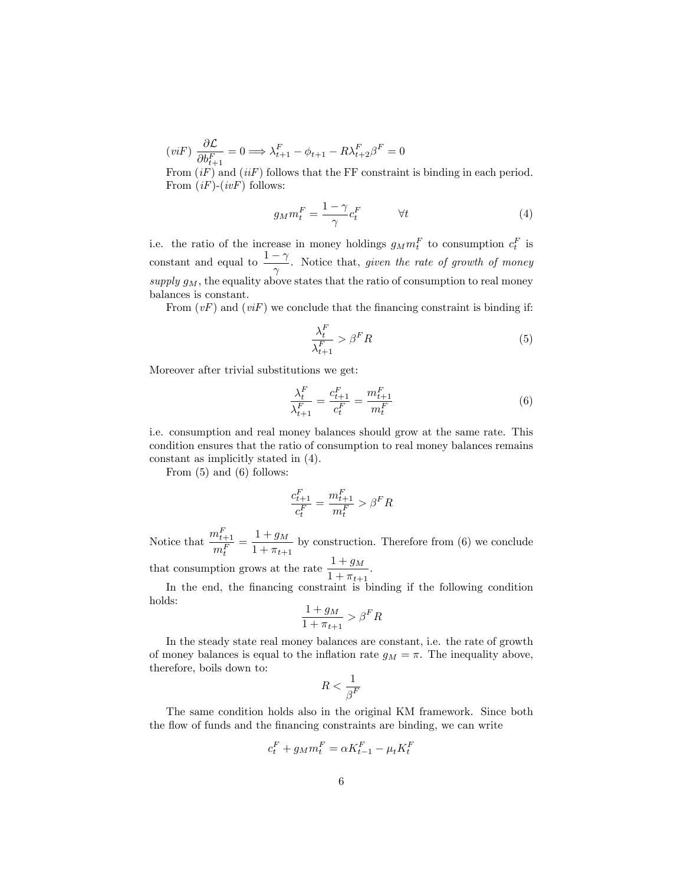$(viF)$ $\dfrac{\partial \mathcal{L}}{\partial b^F_{t+1}} = 0 \Longrightarrow \lambda^F_{t+1} - \phi_{t+1} - R\lambda^F_{t+2}\beta^F = 0$

From $(iF)$ and $(iiF)$ follows that the FF constraint is binding in each period. From $(iF)$-$(ivF)$ follows:

$$g_M m^F_t = \frac{1-\gamma}{\gamma} c^F_t \qquad \forall t \tag{4}$$

i.e. the ratio of the increase in money holdings $g_M m^F_t$ to consumption $c^F_t$ is constant and equal to $\dfrac{1-\gamma}{\gamma}$. Notice that, *given the rate of growth of money supply* $g_M$, the equality above states that the ratio of consumption to real money balances is constant.

From $(vF)$ and $(viF)$ we conclude that the financing constraint is binding if:

$$\frac{\lambda^F_t}{\lambda^F_{t+1}} > \beta^F R \tag{5}$$

Moreover after trivial substitutions we get:

$$\frac{\lambda^F_t}{\lambda^F_{t+1}} = \frac{c^F_{t+1}}{c^F_t} = \frac{m^F_{t+1}}{m^F_t} \tag{6}$$

i.e. consumption and real money balances should grow at the same rate. This condition ensures that the ratio of consumption to real money balances remains constant as implicitly stated in (4).

From (5) and (6) follows:

$$\frac{c^F_{t+1}}{c^F_t} = \frac{m^F_{t+1}}{m^F_t} > \beta^F R$$

Notice that $\dfrac{m^F_{t+1}}{m^F_t} = \dfrac{1+g_M}{1+\pi_{t+1}}$ by construction. Therefore from (6) we conclude that consumption grows at the rate $\dfrac{1+g_M}{1+\pi_{t+1}}$.

In the end, the financing constraint is binding if the following condition holds:

$$\frac{1+g_M}{1+\pi_{t+1}} > \beta^F R$$

In the steady state real money balances are constant, i.e. the rate of growth of money balances is equal to the inflation rate $g_M = \pi$. The inequality above, therefore, boils down to:

$$R < \frac{1}{\beta^F}$$

The same condition holds also in the original KM framework. Since both the flow of funds and the financing constraints are binding, we can write

$$c^F_t + g_M m^F_t = \alpha K^F_{t-1} - \mu_t K^F_t$$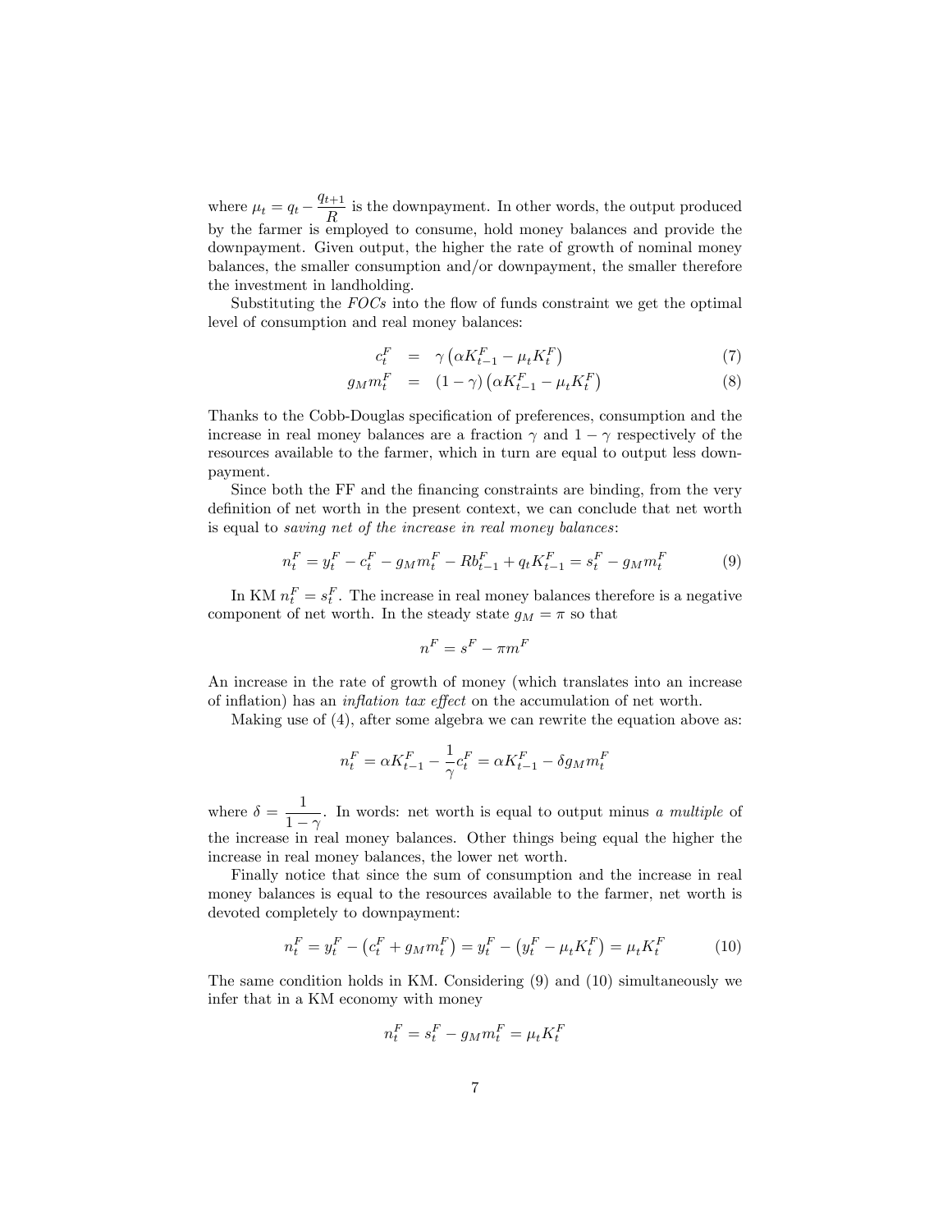where $\mu_t = q_t - \frac{q_{t+1}}{R}$ is the downpayment. In other words, the output produced by the farmer is employed to consume, hold money balances and provide the downpayment. Given output, the higher the rate of growth of nominal money balances, the smaller consumption and/or downpayment, the smaller therefore the investment in landholding.

Substituting the *FOCs* into the flow of funds constraint we get the optimal level of consumption and real money balances:

$$c_t^F = \gamma \left( \alpha K_{t-1}^F - \mu_t K_t^F \right) \tag{7}$$

$$g_M m_t^F = (1-\gamma) \left( \alpha K_{t-1}^F - \mu_t K_t^F \right) \tag{8}$$

Thanks to the Cobb-Douglas specification of preferences, consumption and the increase in real money balances are a fraction $\gamma$ and $1-\gamma$ respectively of the resources available to the farmer, which in turn are equal to output less downpayment.

Since both the FF and the financing constraints are binding, from the very definition of net worth in the present context, we can conclude that net worth is equal to *saving net of the increase in real money balances*:

$$n_t^F = y_t^F - c_t^F - g_M m_t^F - R b_{t-1}^F + q_t K_{t-1}^F = s_t^F - g_M m_t^F \tag{9}$$

In KM $n_t^F = s_t^F$. The increase in real money balances therefore is a negative component of net worth. In the steady state $g_M = \pi$ so that

$$n^F = s^F - \pi m^F$$

An increase in the rate of growth of money (which translates into an increase of inflation) has an *inflation tax effect* on the accumulation of net worth.

Making use of (4), after some algebra we can rewrite the equation above as:

$$n_t^F = \alpha K_{t-1}^F - \frac{1}{\gamma} c_t^F = \alpha K_{t-1}^F - \delta g_M m_t^F$$

where $\delta = \frac{1}{1-\gamma}$. In words: net worth is equal to output minus *a multiple* of the increase in real money balances. Other things being equal the higher the increase in real money balances, the lower net worth.

Finally notice that since the sum of consumption and the increase in real money balances is equal to the resources available to the farmer, net worth is devoted completely to downpayment:

$$n_t^F = y_t^F - \left( c_t^F + g_M m_t^F \right) = y_t^F - \left( y_t^F - \mu_t K_t^F \right) = \mu_t K_t^F \tag{10}$$

The same condition holds in KM. Considering (9) and (10) simultaneously we infer that in a KM economy with money

$$n_t^F = s_t^F - g_M m_t^F = \mu_t K_t^F$$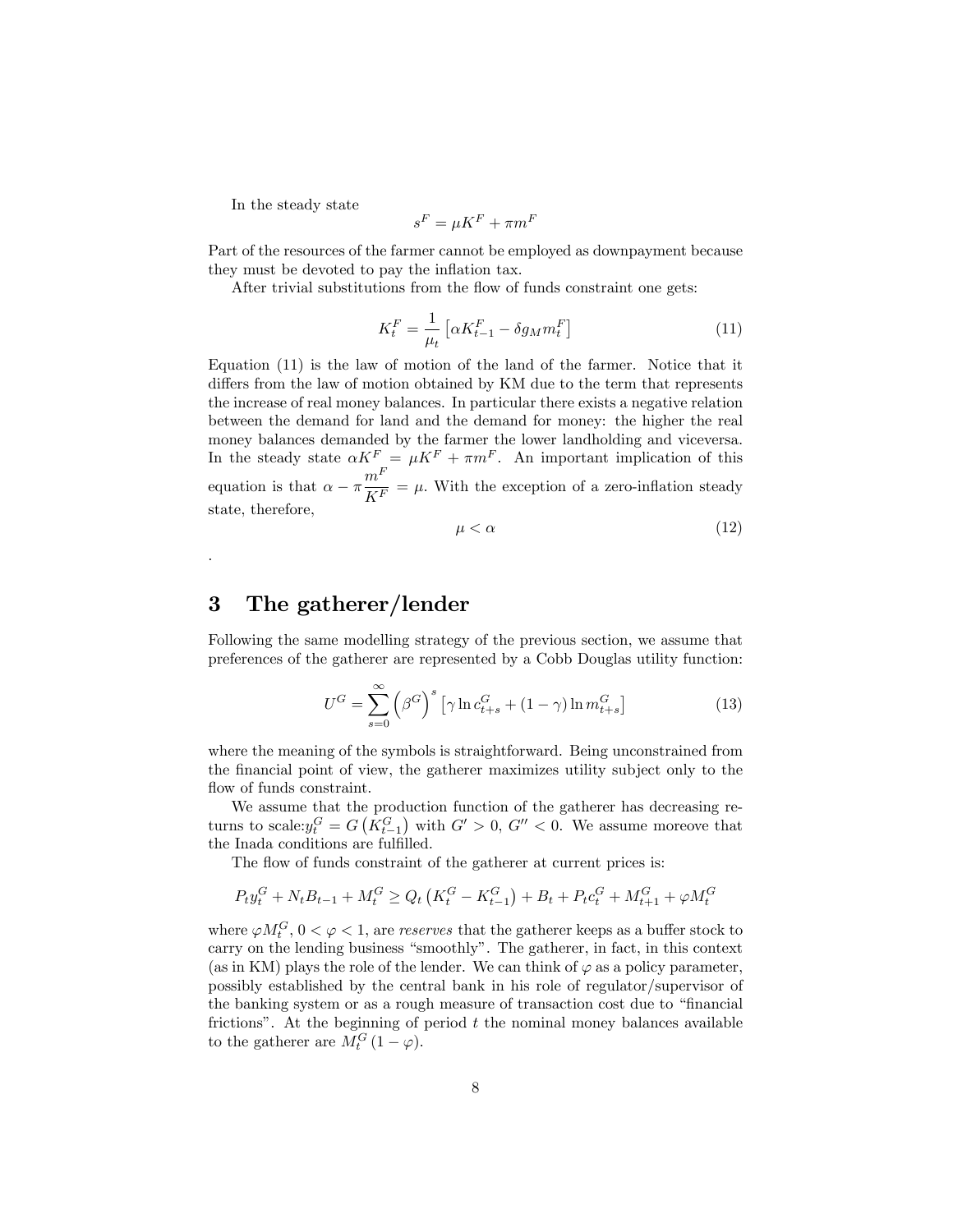In the steady state

$$s^F = \mu K^F + \pi m^F$$

Part of the resources of the farmer cannot be employed as downpayment because they must be devoted to pay the inflation tax.

After trivial substitutions from the flow of funds constraint one gets:

$$K_t^F = \frac{1}{\mu_t}\left[\alpha K_{t-1}^F - \delta g_M m_t^F\right] \tag{11}$$

Equation (11) is the law of motion of the land of the farmer. Notice that it differs from the law of motion obtained by KM due to the term that represents the increase of real money balances. In particular there exists a negative relation between the demand for land and the demand for money: the higher the real money balances demanded by the farmer the lower landholding and viceversa. In the steady state $\alpha K^F = \mu K^F + \pi m^F$. An important implication of this equation is that $\alpha - \pi \frac{m^F}{K^F} = \mu$. With the exception of a zero-inflation steady state, therefore,

$$\mu < \alpha \tag{12}$$

.

# 3 The gatherer/lender

Following the same modelling strategy of the previous section, we assume that preferences of the gatherer are represented by a Cobb Douglas utility function:

$$U^G = \sum_{s=0}^{\infty}\left(\beta^G\right)^s\left[\gamma \ln c_{t+s}^G + (1-\gamma)\ln m_{t+s}^G\right] \tag{13}$$

where the meaning of the symbols is straightforward. Being unconstrained from the financial point of view, the gatherer maximizes utility subject only to the flow of funds constraint.

We assume that the production function of the gatherer has decreasing returns to scale: $y_t^G = G\left(K_{t-1}^G\right)$ with $G' > 0$, $G'' < 0$. We assume moreove that the Inada conditions are fulfilled.

The flow of funds constraint of the gatherer at current prices is:

$$P_t y_t^G + N_t B_{t-1} + M_t^G \geq Q_t\left(K_t^G - K_{t-1}^G\right) + B_t + P_t c_t^G + M_{t+1}^G + \varphi M_t^G$$

where $\varphi M_t^G$, $0 < \varphi < 1$, are *reserves* that the gatherer keeps as a buffer stock to carry on the lending business "smoothly". The gatherer, in fact, in this context (as in KM) plays the role of the lender. We can think of $\varphi$ as a policy parameter, possibly established by the central bank in his role of regulator/supervisor of the banking system or as a rough measure of transaction cost due to "financial frictions". At the beginning of period $t$ the nominal money balances available to the gatherer are $M_t^G(1-\varphi)$.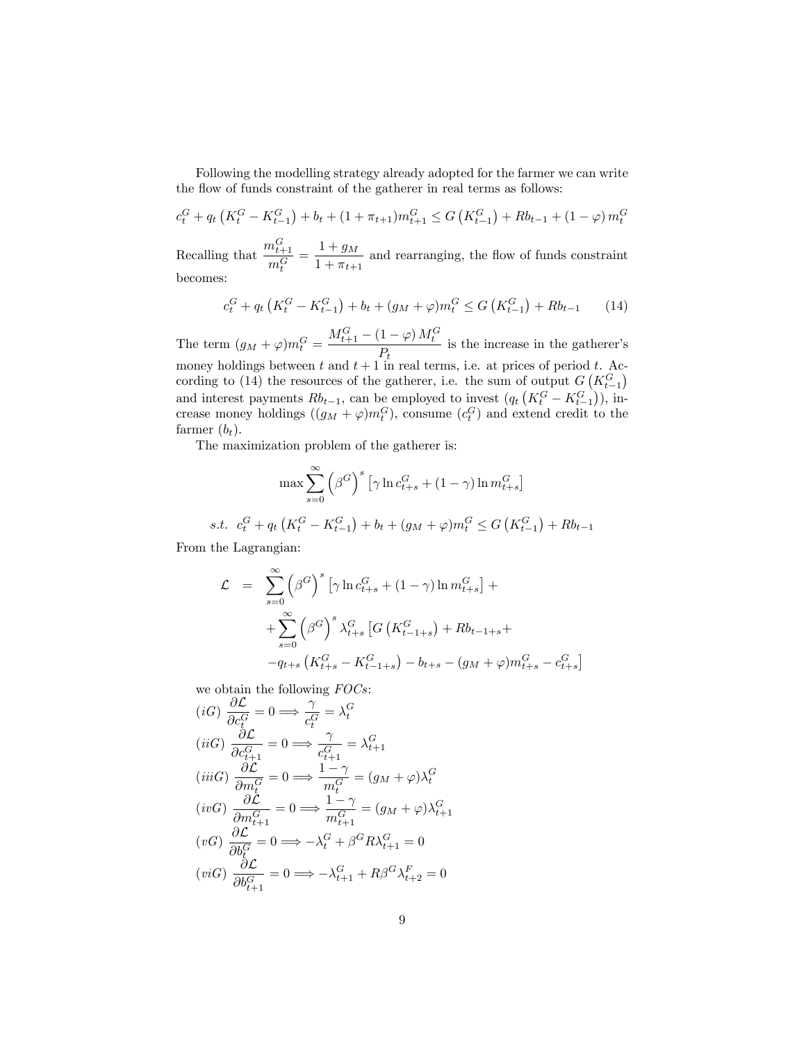Following the modelling strategy already adopted for the farmer we can write the flow of funds constraint of the gatherer in real terms as follows:

$$c_t^G + q_t\left(K_t^G - K_{t-1}^G\right) + b_t + (1+\pi_{t+1})m_{t+1}^G \leq G\left(K_{t-1}^G\right) + Rb_{t-1} + (1-\varphi)\, m_t^G$$

Recalling that $\dfrac{m_{t+1}^G}{m_t^G} = \dfrac{1+g_M}{1+\pi_{t+1}}$ and rearranging, the flow of funds constraint becomes:

$$c_t^G + q_t\left(K_t^G - K_{t-1}^G\right) + b_t + (g_M+\varphi)m_t^G \leq G\left(K_{t-1}^G\right) + Rb_{t-1} \tag{14}$$

The term $(g_M+\varphi)m_t^G = \dfrac{M_{t+1}^G - (1-\varphi)\, M_t^G}{P_t}$ is the increase in the gatherer's money holdings between $t$ and $t+1$ in real terms, i.e. at prices of period $t$. According to (14) the resources of the gatherer, i.e. the sum of output $G\left(K_{t-1}^G\right)$ and interest payments $Rb_{t-1}$, can be employed to invest $\left(q_t\left(K_t^G - K_{t-1}^G\right)\right)$, increase money holdings $((g_M+\varphi)m_t^G)$, consume $(c_t^G)$ and extend credit to the farmer $(b_t)$.

The maximization problem of the gatherer is:

$$\max \sum_{s=0}^{\infty}\left(\beta^G\right)^s\left[\gamma \ln c_{t+s}^G + (1-\gamma)\ln m_{t+s}^G\right]$$

$$s.t.\ \ c_t^G + q_t\left(K_t^G - K_{t-1}^G\right) + b_t + (g_M+\varphi)m_t^G \leq G\left(K_{t-1}^G\right) + Rb_{t-1}$$

From the Lagrangian:

$$\begin{aligned}
\mathcal{L} \ &= \ \sum_{s=0}^{\infty}\left(\beta^G\right)^s\left[\gamma \ln c_{t+s}^G + (1-\gamma)\ln m_{t+s}^G\right] + \\
&\quad + \sum_{s=0}^{\infty}\left(\beta^G\right)^s \lambda_{t+s}^G\left[G\left(K_{t-1+s}^G\right) + Rb_{t-1+s} + \right. \\
&\quad \left. - q_{t+s}\left(K_{t+s}^G - K_{t-1+s}^G\right) - b_{t+s} - (g_M+\varphi)m_{t+s}^G - c_{t+s}^G\right]
\end{aligned}$$

we obtain the following $FOCs$:

$(iG)$ $\dfrac{\partial \mathcal{L}}{\partial c_t^G} = 0 \Longrightarrow \dfrac{\gamma}{c_t^G} = \lambda_t^G$

$(iiG)$ $\dfrac{\partial \mathcal{L}}{\partial c_{t+1}^G} = 0 \Longrightarrow \dfrac{\gamma}{c_{t+1}^G} = \lambda_{t+1}^G$

$(iiiG)$ $\dfrac{\partial \mathcal{L}}{\partial m_t^G} = 0 \Longrightarrow \dfrac{1-\gamma}{m_t^G} = (g_M+\varphi)\lambda_t^G$

$(ivG)$ $\dfrac{\partial \mathcal{L}}{\partial m_{t+1}^G} = 0 \Longrightarrow \dfrac{1-\gamma}{m_{t+1}^G} = (g_M+\varphi)\lambda_{t+1}^G$

$(vG)$ $\dfrac{\partial \mathcal{L}}{\partial b_t^G} = 0 \Longrightarrow -\lambda_t^G + \beta^G R \lambda_{t+1}^G = 0$

$(viG)$ $\dfrac{\partial \mathcal{L}}{\partial b_{t+1}^G} = 0 \Longrightarrow -\lambda_{t+1}^G + R\beta^G \lambda_{t+2}^F = 0$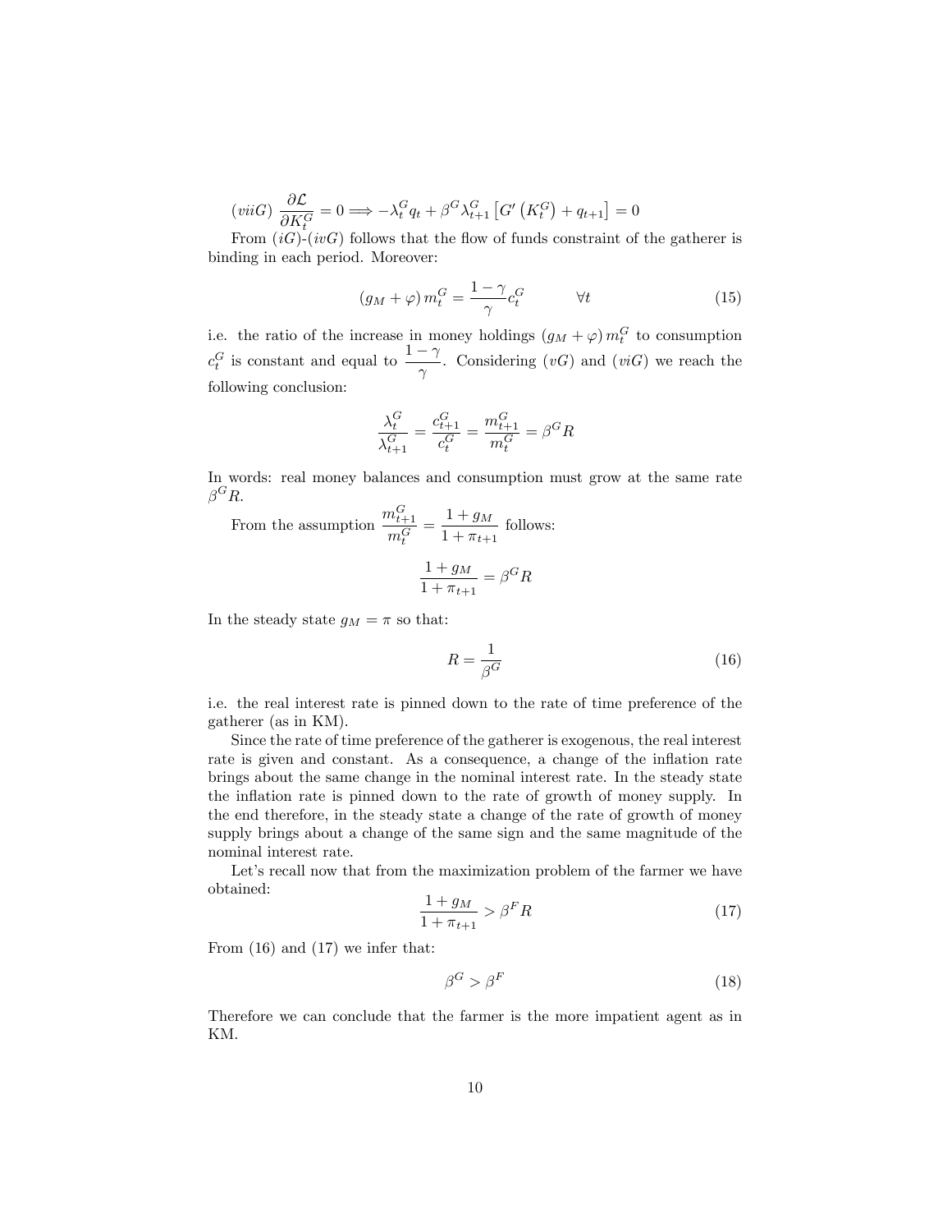$(viiG)$ $\dfrac{\partial \mathcal{L}}{\partial K_t^G} = 0 \Longrightarrow -\lambda_t^G q_t + \beta^G \lambda_{t+1}^G \left[ G'\left(K_t^G\right) + q_{t+1} \right] = 0$

From $(iG)$-$(ivG)$ follows that the flow of funds constraint of the gatherer is binding in each period. Moreover:

$$\left(g_M + \varphi\right) m_t^G = \frac{1-\gamma}{\gamma} c_t^G \qquad \forall t \tag{15}$$

i.e. the ratio of the increase in money holdings $\left(g_M + \varphi\right) m_t^G$ to consumption $c_t^G$ is constant and equal to $\dfrac{1-\gamma}{\gamma}$. Considering $(vG)$ and $(viG)$ we reach the following conclusion:

$$\frac{\lambda_t^G}{\lambda_{t+1}^G} = \frac{c_{t+1}^G}{c_t^G} = \frac{m_{t+1}^G}{m_t^G} = \beta^G R$$

In words: real money balances and consumption must grow at the same rate $\beta^G R$.

From the assumption $\dfrac{m_{t+1}^G}{m_t^G} = \dfrac{1+g_M}{1+\pi_{t+1}}$ follows:

$$\frac{1+g_M}{1+\pi_{t+1}} = \beta^G R$$

In the steady state $g_M = \pi$ so that:

$$R = \frac{1}{\beta^G} \tag{16}$$

i.e. the real interest rate is pinned down to the rate of time preference of the gatherer (as in KM).

Since the rate of time preference of the gatherer is exogenous, the real interest rate is given and constant. As a consequence, a change of the inflation rate brings about the same change in the nominal interest rate. In the steady state the inflation rate is pinned down to the rate of growth of money supply. In the end therefore, in the steady state a change of the rate of growth of money supply brings about a change of the same sign and the same magnitude of the nominal interest rate.

Let's recall now that from the maximization problem of the farmer we have obtained:

$$\frac{1+g_M}{1+\pi_{t+1}} > \beta^F R \tag{17}$$

From (16) and (17) we infer that:

$$\beta^G > \beta^F \tag{18}$$

Therefore we can conclude that the farmer is the more impatient agent as in KM.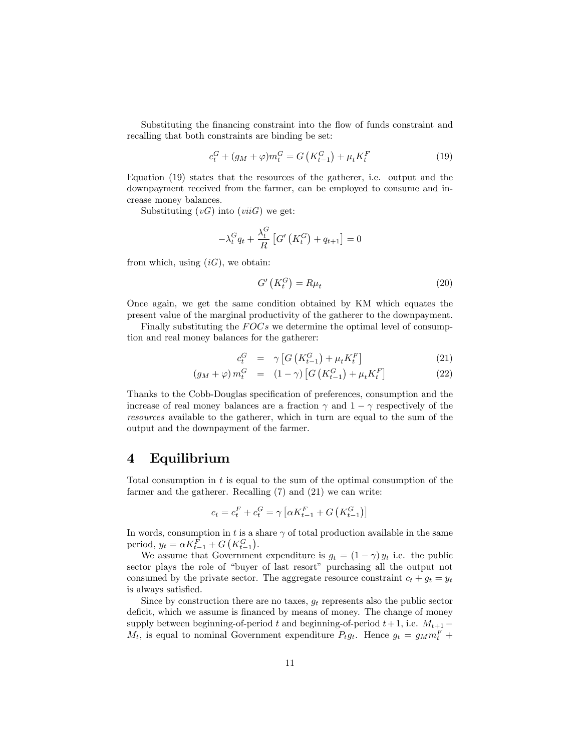Substituting the financing constraint into the flow of funds constraint and recalling that both constraints are binding be set:

$$c_t^G + (g_M + \varphi) m_t^G = G\left(K_{t-1}^G\right) + \mu_t K_t^F \tag{19}$$

Equation (19) states that the resources of the gatherer, i.e. output and the downpayment received from the farmer, can be employed to consume and increase money balances.

Substituting $(vG)$ into $(viiG)$ we get:

$$-\lambda_t^G q_t + \frac{\lambda_t^G}{R}\left[G'\left(K_t^G\right) + q_{t+1}\right] = 0$$

from which, using $(iG)$, we obtain:

$$G'\left(K_t^G\right) = R\mu_t \tag{20}$$

Once again, we get the same condition obtained by KM which equates the present value of the marginal productivity of the gatherer to the downpayment.

Finally substituting the $FOCs$ we determine the optimal level of consumption and real money balances for the gatherer:

$$c_t^G = \gamma\left[G\left(K_{t-1}^G\right) + \mu_t K_t^F\right] \tag{21}$$

$$\left(g_M + \varphi\right) m_t^G = (1-\gamma)\left[G\left(K_{t-1}^G\right) + \mu_t K_t^F\right] \tag{22}$$

Thanks to the Cobb-Douglas specification of preferences, consumption and the increase of real money balances are a fraction $\gamma$ and $1-\gamma$ respectively of the *resources* available to the gatherer, which in turn are equal to the sum of the output and the downpayment of the farmer.

# 4 Equilibrium

Total consumption in $t$ is equal to the sum of the optimal consumption of the farmer and the gatherer. Recalling (7) and (21) we can write:

$$c_t = c_t^F + c_t^G = \gamma\left[\alpha K_{t-1}^F + G\left(K_{t-1}^G\right)\right]$$

In words, consumption in $t$ is a share $\gamma$ of total production available in the same period, $y_t = \alpha K_{t-1}^F + G\left(K_{t-1}^G\right)$.

We assume that Government expenditure is $g_t = (1-\gamma)\, y_t$ i.e. the public sector plays the role of "buyer of last resort" purchasing all the output not consumed by the private sector. The aggregate resource constraint $c_t + g_t = y_t$ is always satisfied.

Since by construction there are no taxes, $g_t$ represents also the public sector deficit, which we assume is financed by means of money. The change of money supply between beginning-of-period $t$ and beginning-of-period $t+1$, i.e. $M_{t+1} - M_t$, is equal to nominal Government expenditure $P_t g_t$. Hence $g_t = g_M m_t^F +$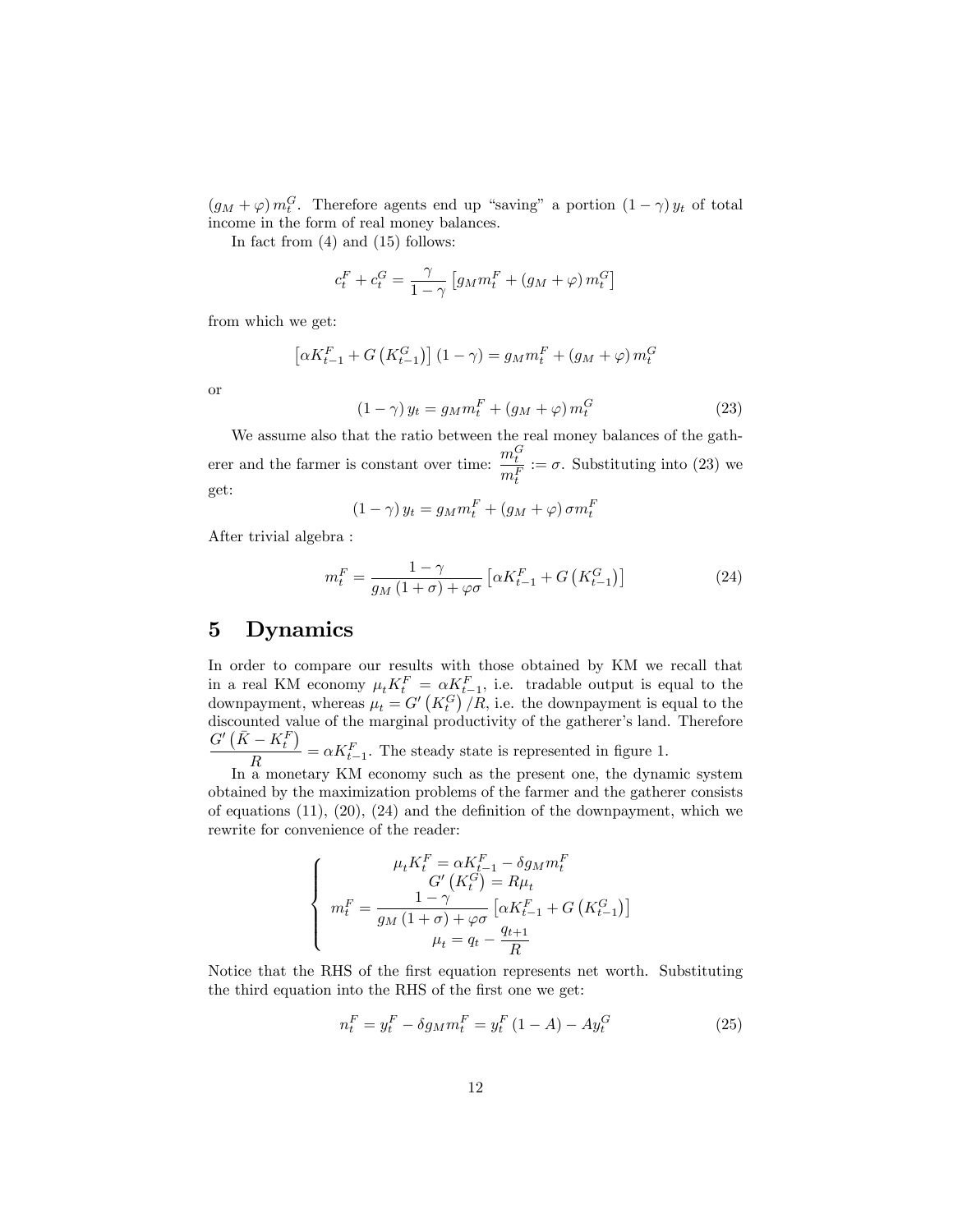$(g_M + \varphi) m_t^G$. Therefore agents end up "saving" a portion $(1-\gamma) y_t$ of total income in the form of real money balances.

In fact from (4) and (15) follows:

$$c_t^F + c_t^G = \frac{\gamma}{1-\gamma}\left[g_M m_t^F + (g_M + \varphi) m_t^G\right]$$

from which we get:

$$\left[\alpha K_{t-1}^F + G\left(K_{t-1}^G\right)\right](1-\gamma) = g_M m_t^F + (g_M + \varphi) m_t^G$$

or

$$(1-\gamma) y_t = g_M m_t^F + (g_M + \varphi) m_t^G \tag{23}$$

We assume also that the ratio between the real money balances of the gatherer and the farmer is constant over time: $\frac{m_t^G}{m_t^F} := \sigma$. Substituting into (23) we get:

$$(1-\gamma) y_t = g_M m_t^F + (g_M + \varphi) \sigma m_t^F$$

After trivial algebra :

$$m_t^F = \frac{1-\gamma}{g_M(1+\sigma) + \varphi\sigma}\left[\alpha K_{t-1}^F + G\left(K_{t-1}^G\right)\right] \tag{24}$$

# 5 Dynamics

In order to compare our results with those obtained by KM we recall that in a real KM economy $\mu_t K_t^F = \alpha K_{t-1}^F$, i.e. tradable output is equal to the downpayment, whereas $\mu_t = G'\left(K_t^G\right)/R$, i.e. the downpayment is equal to the discounted value of the marginal productivity of the gatherer's land. Therefore $\frac{G'\left(\bar{K} - K_t^F\right)}{R} = \alpha K_{t-1}^F$. The steady state is represented in figure 1.

In a monetary KM economy such as the present one, the dynamic system obtained by the maximization problems of the farmer and the gatherer consists of equations (11), (20), (24) and the definition of the downpayment, which we rewrite for convenience of the reader:

$$\left\{\begin{array}{c} \mu_t K_t^F = \alpha K_{t-1}^F - \delta g_M m_t^F \\ G'\left(K_t^G\right) = R\mu_t \\ m_t^F = \frac{1-\gamma}{g_M(1+\sigma) + \varphi\sigma}\left[\alpha K_{t-1}^F + G\left(K_{t-1}^G\right)\right] \\ \mu_t = q_t - \frac{q_{t+1}}{R} \end{array}\right.$$

Notice that the RHS of the first equation represents net worth. Substituting the third equation into the RHS of the first one we get:

$$n_t^F = y_t^F - \delta g_M m_t^F = y_t^F(1-A) - A y_t^G \tag{25}$$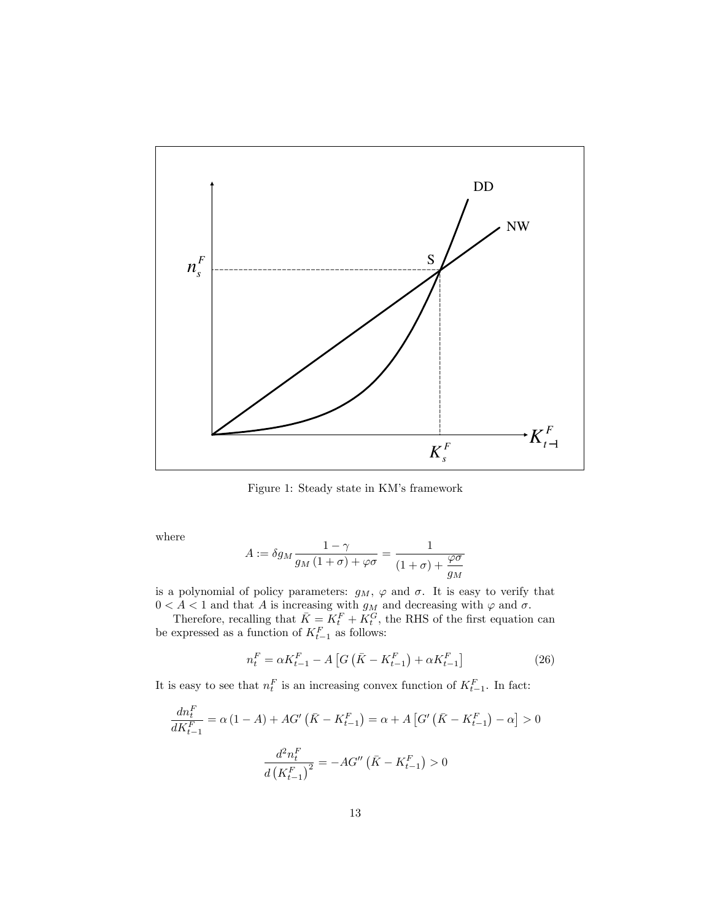Figure 1: Steady state in KM's framework

where

$$A := \delta g_M \frac{1-\gamma}{g_M(1+\sigma)+\varphi\sigma} = \frac{1}{(1+\sigma)+\dfrac{\varphi\sigma}{g_M}}$$

is a polynomial of policy parameters: $g_M$, $\varphi$ and $\sigma$. It is easy to verify that $0 < A < 1$ and that $A$ is increasing with $g_M$ and decreasing with $\varphi$ and $\sigma$.

Therefore, recalling that $\bar{K} = K_t^F + K_t^G$, the RHS of the first equation can be expressed as a function of $K_{t-1}^F$ as follows:

$$n_t^F = \alpha K_{t-1}^F - A\left[G\left(\bar{K} - K_{t-1}^F\right) + \alpha K_{t-1}^F\right] \tag{26}$$

It is easy to see that $n_t^F$ is an increasing convex function of $K_{t-1}^F$. In fact:

$$\frac{dn_t^F}{dK_{t-1}^F} = \alpha(1-A) + AG'\left(\bar{K} - K_{t-1}^F\right) = \alpha + A\left[G'\left(\bar{K} - K_{t-1}^F\right) - \alpha\right] > 0$$

$$\frac{d^2 n_t^F}{d\left(K_{t-1}^F\right)^2} = -AG''\left(\bar{K} - K_{t-1}^F\right) > 0$$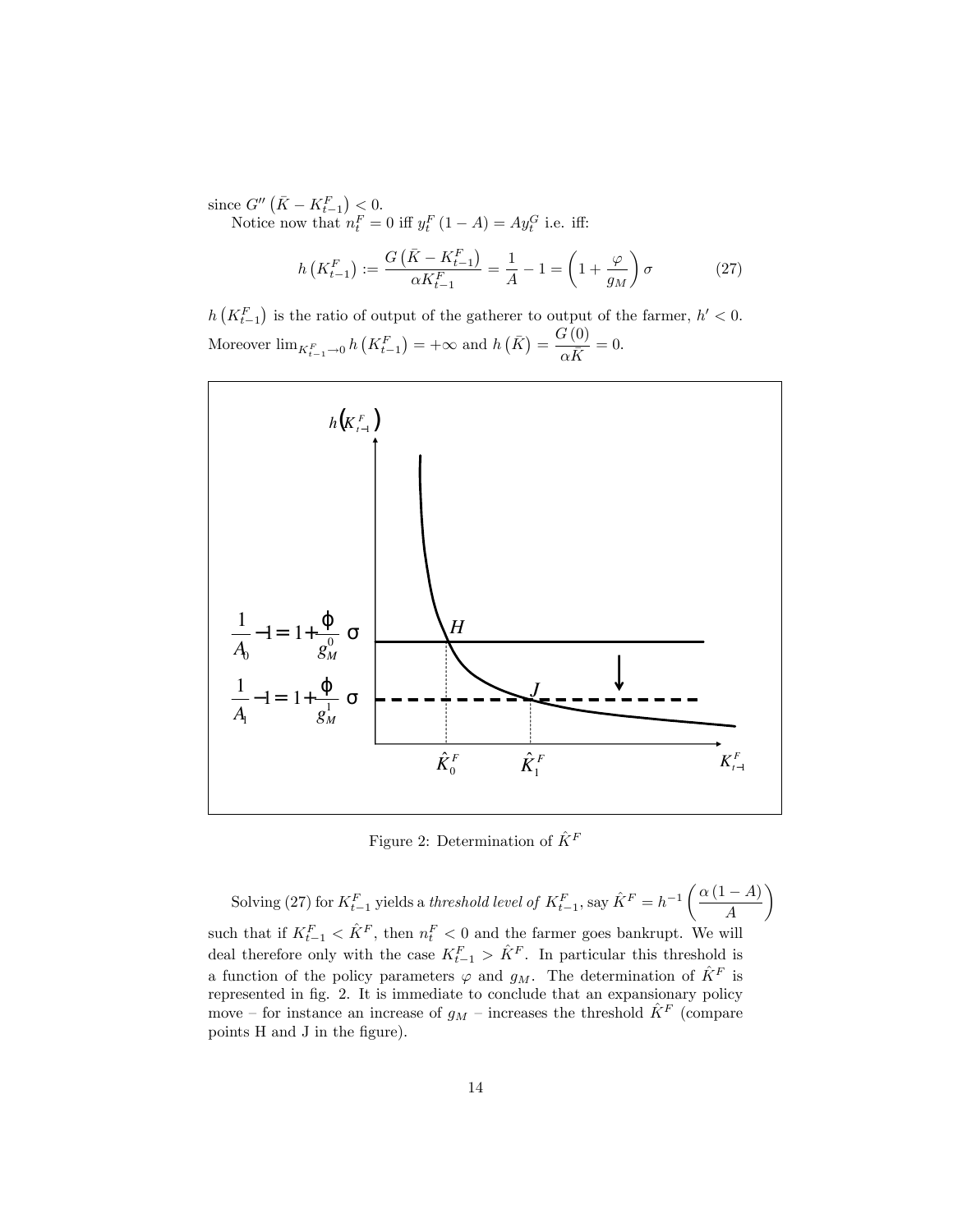since $G''\left(\bar{K}-K_{t-1}^{F}\right)<0$.

Notice now that $n_t^F = 0$ iff $y_t^F(1-A) = Ay_t^G$ i.e. iff:

$$h\left(K_{t-1}^{F}\right) := \frac{G\left(\bar{K}-K_{t-1}^{F}\right)}{\alpha K_{t-1}^{F}} = \frac{1}{A} - 1 = \left(1+\frac{\varphi}{g_M}\right)\sigma \tag{27}$$

$h\left(K_{t-1}^{F}\right)$ is the ratio of output of the gatherer to output of the farmer, $h' < 0$. Moreover $\lim_{K_{t-1}^{F}\to 0} h\left(K_{t-1}^{F}\right) = +\infty$ and $h\left(\bar{K}\right) = \dfrac{G(0)}{\alpha \bar{K}} = 0$.

Figure 2: Determination of $\hat{K}^F$

Solving (27) for $K_{t-1}^F$ yields a *threshold level of* $K_{t-1}^F$, say $\hat{K}^F = h^{-1}\left(\dfrac{\alpha(1-A)}{A}\right)$ such that if $K_{t-1}^F < \hat{K}^F$, then $n_t^F < 0$ and the farmer goes bankrupt. We will deal therefore only with the case $K_{t-1}^F > \hat{K}^F$. In particular this threshold is a function of the policy parameters $\varphi$ and $g_M$. The determination of $\hat{K}^F$ is represented in fig. 2. It is immediate to conclude that an expansionary policy move – for instance an increase of $g_M$ – increases the threshold $\hat{K}^F$ (compare points H and J in the figure).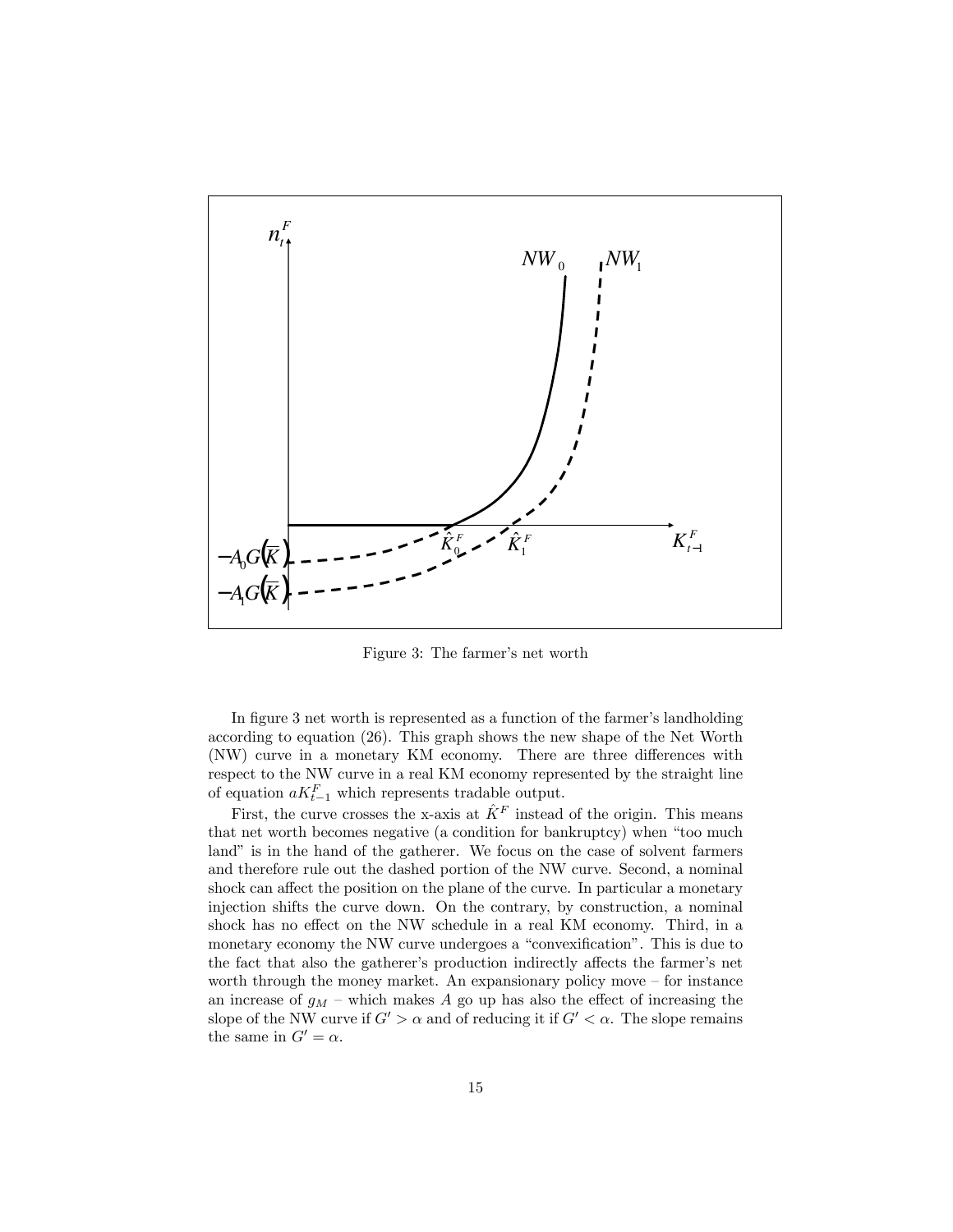Figure 3: The farmer's net worth

In figure 3 net worth is represented as a function of the farmer's landholding according to equation (26). This graph shows the new shape of the Net Worth (NW) curve in a monetary KM economy. There are three differences with respect to the NW curve in a real KM economy represented by the straight line of equation $aK_{t-1}^F$ which represents tradable output.

First, the curve crosses the x-axis at $\hat{K}^F$ instead of the origin. This means that net worth becomes negative (a condition for bankruptcy) when "too much land" is in the hand of the gatherer. We focus on the case of solvent farmers and therefore rule out the dashed portion of the NW curve. Second, a nominal shock can affect the position on the plane of the curve. In particular a monetary injection shifts the curve down. On the contrary, by construction, a nominal shock has no effect on the NW schedule in a real KM economy. Third, in a monetary economy the NW curve undergoes a "convexification". This is due to the fact that also the gatherer's production indirectly affects the farmer's net worth through the money market. An expansionary policy move – for instance an increase of $g_M$ – which makes $A$ go up has also the effect of increasing the slope of the NW curve if $G' > \alpha$ and of reducing it if $G' < \alpha$. The slope remains the same in $G' = \alpha$.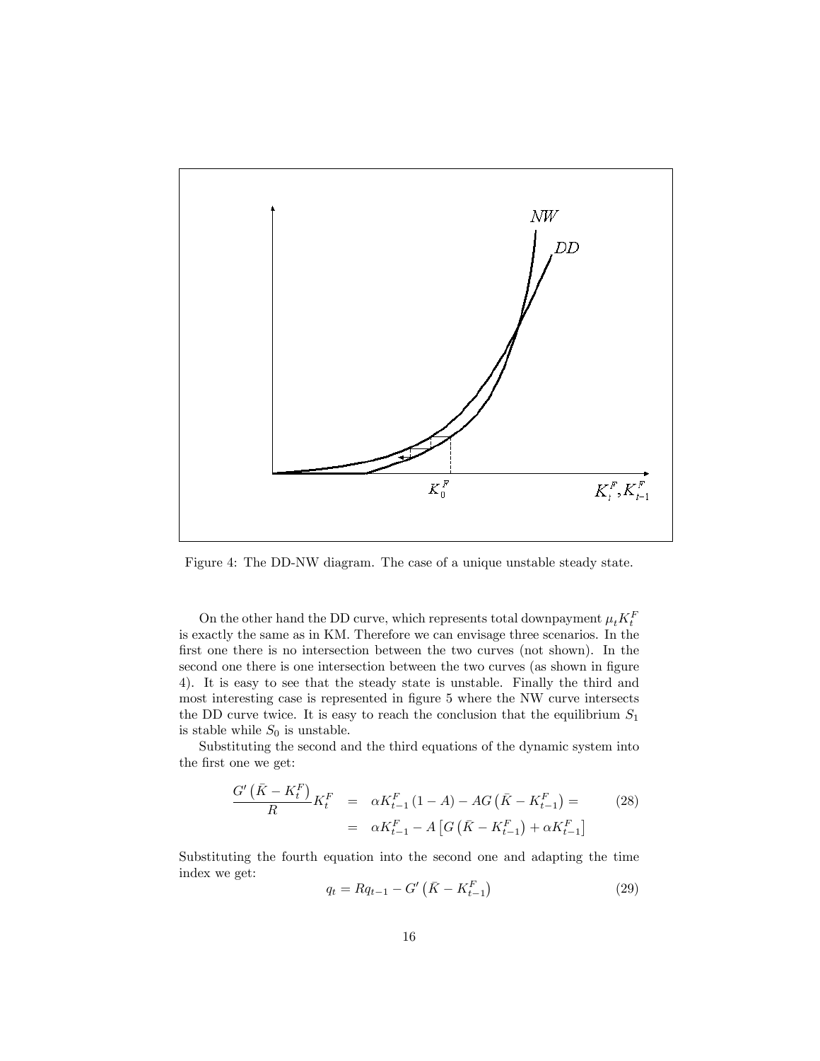Figure 4: The DD-NW diagram. The case of a unique unstable steady state.

On the other hand the DD curve, which represents total downpayment $\mu_t K_t^F$ is exactly the same as in KM. Therefore we can envisage three scenarios. In the first one there is no intersection between the two curves (not shown). In the second one there is one intersection between the two curves (as shown in figure 4). It is easy to see that the steady state is unstable. Finally the third and most interesting case is represented in figure 5 where the NW curve intersects the DD curve twice. It is easy to reach the conclusion that the equilibrium $S_1$ is stable while $S_0$ is unstable.

Substituting the second and the third equations of the dynamic system into the first one we get:

$$\begin{aligned}
\frac{G'\left(\bar{K}-K_t^F\right)}{R}K_t^F &= \alpha K_{t-1}^F(1-A) - AG\left(\bar{K}-K_{t-1}^F\right) = \\
&= \alpha K_{t-1}^F - A\left[G\left(\bar{K}-K_{t-1}^F\right)+\alpha K_{t-1}^F\right]
\end{aligned} \tag{28}$$

Substituting the fourth equation into the second one and adapting the time index we get:

$$q_t = Rq_{t-1} - G'\left(\bar{K}-K_{t-1}^F\right) \tag{29}$$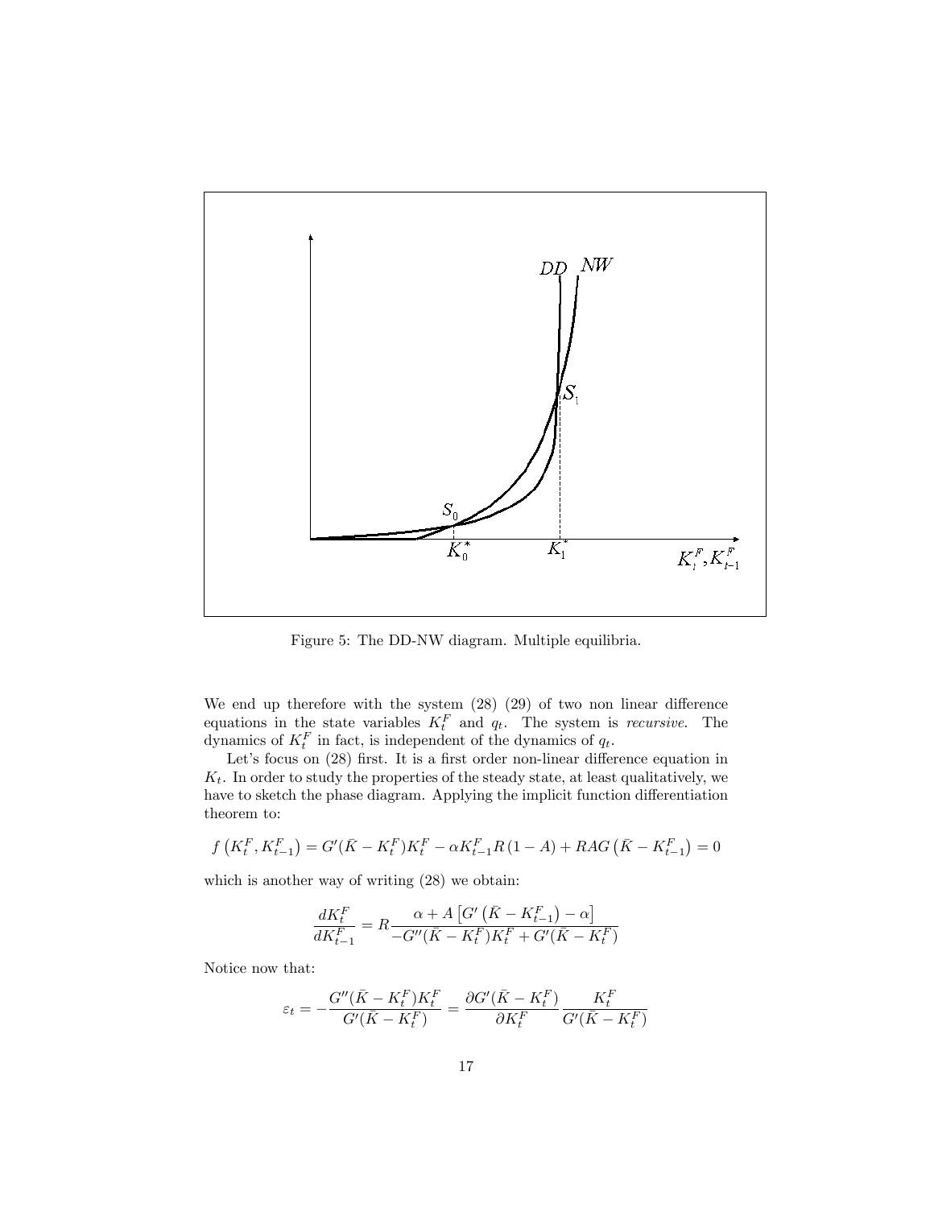Figure 5: The DD-NW diagram. Multiple equilibria.

We end up therefore with the system (28) (29) of two non linear difference equations in the state variables $K_t^F$ and $q_t$. The system is *recursive*. The dynamics of $K_t^F$ in fact, is independent of the dynamics of $q_t$.

Let's focus on (28) first. It is a first order non-linear difference equation in $K_t$. In order to study the properties of the steady state, at least qualitatively, we have to sketch the phase diagram. Applying the implicit function differentiation theorem to:

$$f\left(K_t^F, K_{t-1}^F\right) = G'(\bar{K} - K_t^F)K_t^F - \alpha K_{t-1}^F R(1-A) + RAG\left(\bar{K} - K_{t-1}^F\right) = 0$$

which is another way of writing (28) we obtain:

$$\frac{dK_t^F}{dK_{t-1}^F} = R\frac{\alpha + A\left[G'\left(\bar{K} - K_{t-1}^F\right) - \alpha\right]}{-G''(\bar{K} - K_t^F)K_t^F + G'(\bar{K} - K_t^F)}$$

Notice now that:

$$\varepsilon_t = -\frac{G''(\bar{K} - K_t^F)K_t^F}{G'(\bar{K} - K_t^F)} = \frac{\partial G'(\bar{K} - K_t^F)}{\partial K_t^F}\frac{K_t^F}{G'(\bar{K} - K_t^F)}$$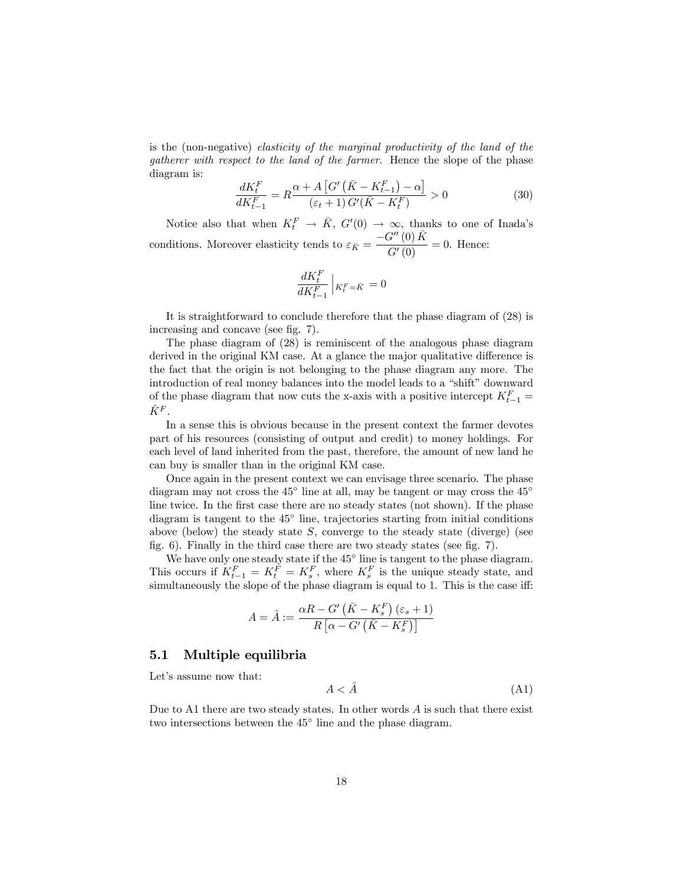is the (non-negative) *elasticity of the marginal productivity of the land of the gatherer with respect to the land of the farmer*. Hence the slope of the phase diagram is:

$$\frac{dK_t^F}{dK_{t-1}^F} = R\frac{\alpha + A\left[G'\left(\bar{K} - K_{t-1}^F\right) - \alpha\right]}{\left(\varepsilon_t + 1\right)G'(\bar{K} - K_t^F)} > 0 \tag{30}$$

Notice also that when $K_t^F \to \bar{K}$, $G'(0) \to \infty$, thanks to one of Inada's conditions. Moreover elasticity tends to $\varepsilon_{\bar{K}} = \frac{-G''(0)\,\bar{K}}{G'(0)} = 0$. Hence:

$$\frac{dK_t^F}{dK_{t-1}^F}\Big|_{K_t^F = \bar{K}} = 0$$

It is straightforward to conclude therefore that the phase diagram of (28) is increasing and concave (see fig. 7).

The phase diagram of (28) is reminiscent of the analogous phase diagram derived in the original KM case. At a glance the major qualitative difference is the fact that the origin is not belonging to the phase diagram any more. The introduction of real money balances into the model leads to a "shift" downward of the phase diagram that now cuts the x-axis with a positive intercept $K_{t-1}^F = \hat{K}^F$.

In a sense this is obvious because in the present context the farmer devotes part of his resources (consisting of output and credit) to money holdings. For each level of land inherited from the past, therefore, the amount of new land he can buy is smaller than in the original KM case.

Once again in the present context we can envisage three scenario. The phase diagram may not cross the 45° line at all, may be tangent or may cross the 45° line twice. In the first case there are no steady states (not shown). If the phase diagram is tangent to the 45° line, trajectories starting from initial conditions above (below) the steady state $S$, converge to the steady state (diverge) (see fig. 6). Finally in the third case there are two steady states (see fig. 7).

We have only one steady state if the 45° line is tangent to the phase diagram. This occurs if $K_{t-1}^F = K_t^F = K_s^F$, where $K_s^F$ is the unique steady state, and simultaneously the slope of the phase diagram is equal to 1. This is the case iff:

$$A = \hat{A} := \frac{\alpha R - G'\left(\bar{K} - K_s^F\right)\left(\varepsilon_s + 1\right)}{R\left[\alpha - G'\left(\bar{K} - K_s^F\right)\right]}$$

## 5.1 Multiple equilibria

Let's assume now that:

$$A < \hat{A} \tag{A1}$$

Due to A1 there are two steady states. In other words $A$ is such that there exist two intersections between the 45° line and the phase diagram.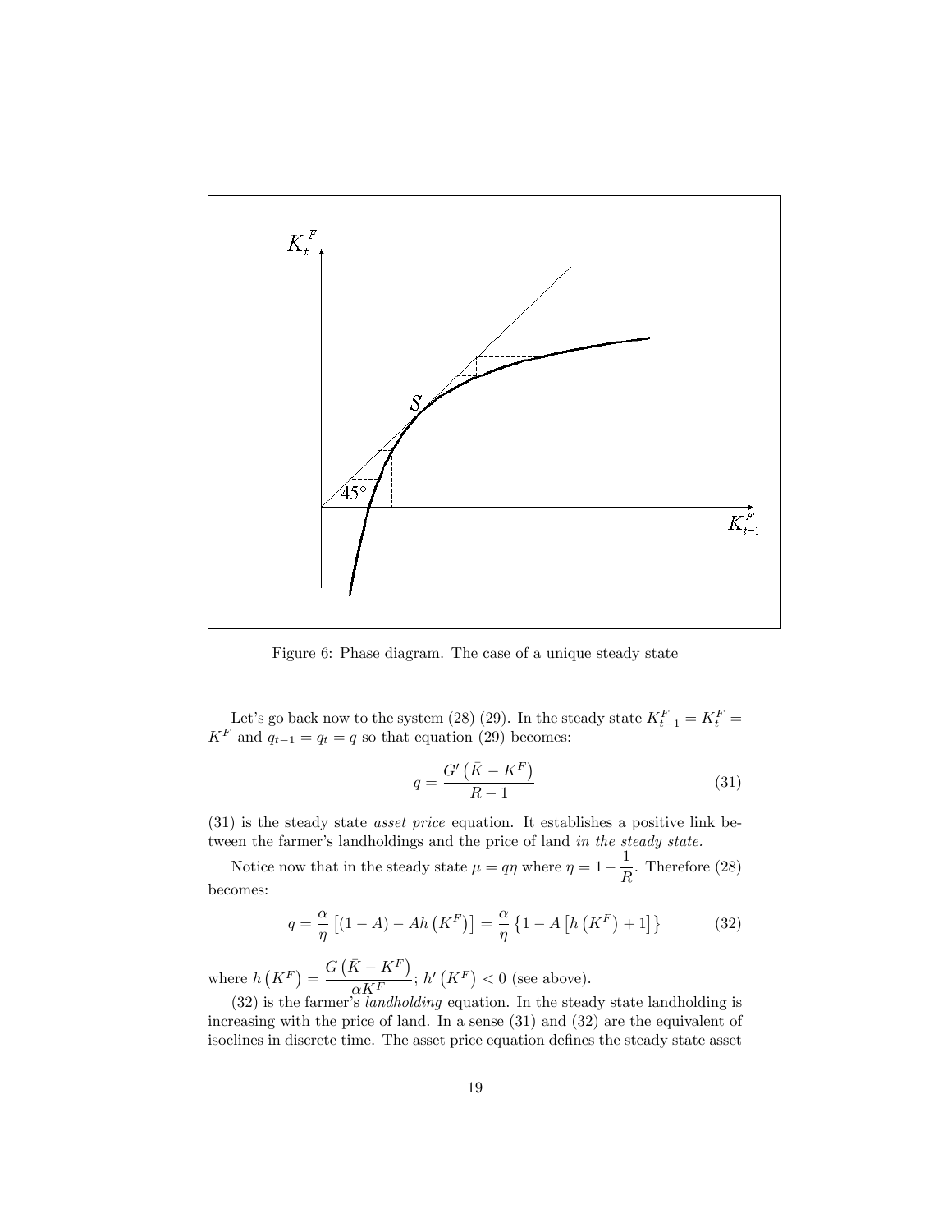Figure 6: Phase diagram. The case of a unique steady state

Let's go back now to the system (28) (29). In the steady state $K_{t-1}^F = K_t^F = K^F$ and $q_{t-1} = q_t = q$ so that equation (29) becomes:

$$q = \frac{G'\left(\bar{K} - K^F\right)}{R - 1} \tag{31}$$

(31) is the steady state *asset price* equation. It establishes a positive link between the farmer's landholdings and the price of land *in the steady state.*

Notice now that in the steady state $\mu = q\eta$ where $\eta = 1 - \dfrac{1}{R}$. Therefore (28) becomes:

$$q = \frac{\alpha}{\eta}\left[(1 - A) - Ah\left(K^F\right)\right] = \frac{\alpha}{\eta}\left\{1 - A\left[h\left(K^F\right) + 1\right]\right\} \tag{32}$$

where $h\left(K^F\right) = \dfrac{G\left(\bar{K} - K^F\right)}{\alpha K^F}$; $h'\left(K^F\right) < 0$ (see above).

(32) is the farmer's *landholding* equation. In the steady state landholding is increasing with the price of land. In a sense (31) and (32) are the equivalent of isoclines in discrete time. The asset price equation defines the steady state asset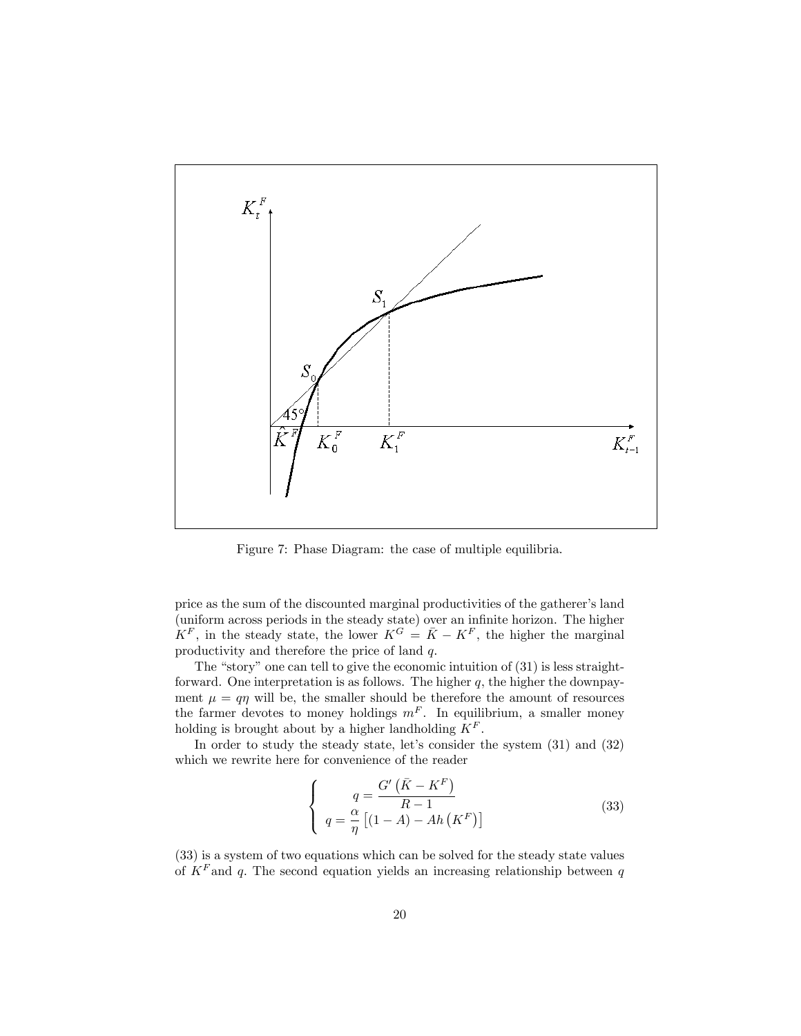Figure 7: Phase Diagram: the case of multiple equilibria.

price as the sum of the discounted marginal productivities of the gatherer's land (uniform across periods in the steady state) over an infinite horizon. The higher $K^F$, in the steady state, the lower $K^G = \bar{K} - K^F$, the higher the marginal productivity and therefore the price of land $q$.

The "story" one can tell to give the economic intuition of (31) is less straightforward. One interpretation is as follows. The higher $q$, the higher the downpayment $\mu = q\eta$ will be, the smaller should be therefore the amount of resources the farmer devotes to money holdings $m^F$. In equilibrium, a smaller money holding is brought about by a higher landholding $K^F$.

In order to study the steady state, let's consider the system (31) and (32) which we rewrite here for convenience of the reader

$$\left\{ \begin{array}{c} q = \dfrac{G'\left(\bar{K} - K^F\right)}{R-1} \\ q = \dfrac{\alpha}{\eta}\left[(1-A) - Ah\left(K^F\right)\right] \end{array} \right. \tag{33}$$

(33) is a system of two equations which can be solved for the steady state values of $K^F$ and $q$. The second equation yields an increasing relationship between $q$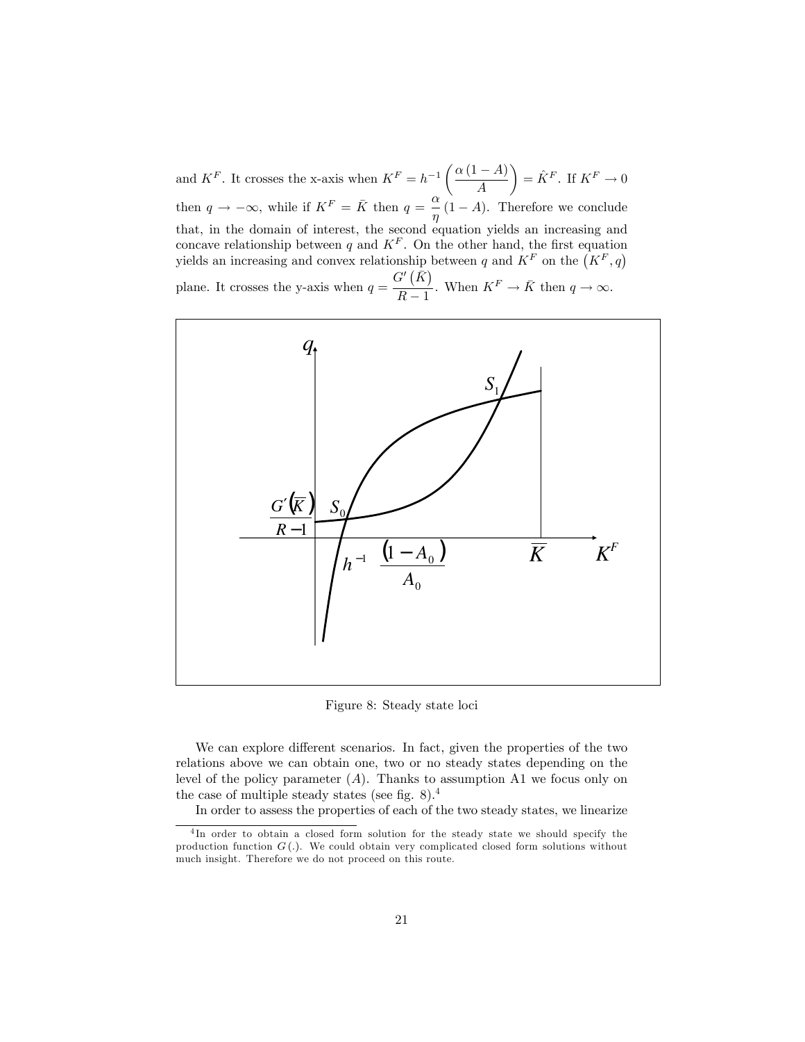and $K^F$. It crosses the x-axis when $K^F = h^{-1}\left(\frac{\alpha(1-A)}{A}\right) = \hat{K}^F$. If $K^F \to 0$ then $q \to -\infty$, while if $K^F = \bar{K}$ then $q = \frac{\alpha}{\eta}(1-A)$. Therefore we conclude that, in the domain of interest, the second equation yields an increasing and concave relationship between $q$ and $K^F$. On the other hand, the first equation yields an increasing and convex relationship between $q$ and $K^F$ on the $(K^F, q)$ plane. It crosses the y-axis when $q = \frac{G'(\bar{K})}{R-1}$. When $K^F \to \bar{K}$ then $q \to \infty$.

Figure 8: Steady state loci

We can explore different scenarios. In fact, given the properties of the two relations above we can obtain one, two or no steady states depending on the level of the policy parameter ($A$). Thanks to assumption A1 we focus only on the case of multiple steady states (see fig. 8).[4]

In order to assess the properties of each of the two steady states, we linearize

[4] In order to obtain a closed form solution for the steady state we should specify the production function $G(.)$. We could obtain very complicated closed form solutions without much insight. Therefore we do not proceed on this route.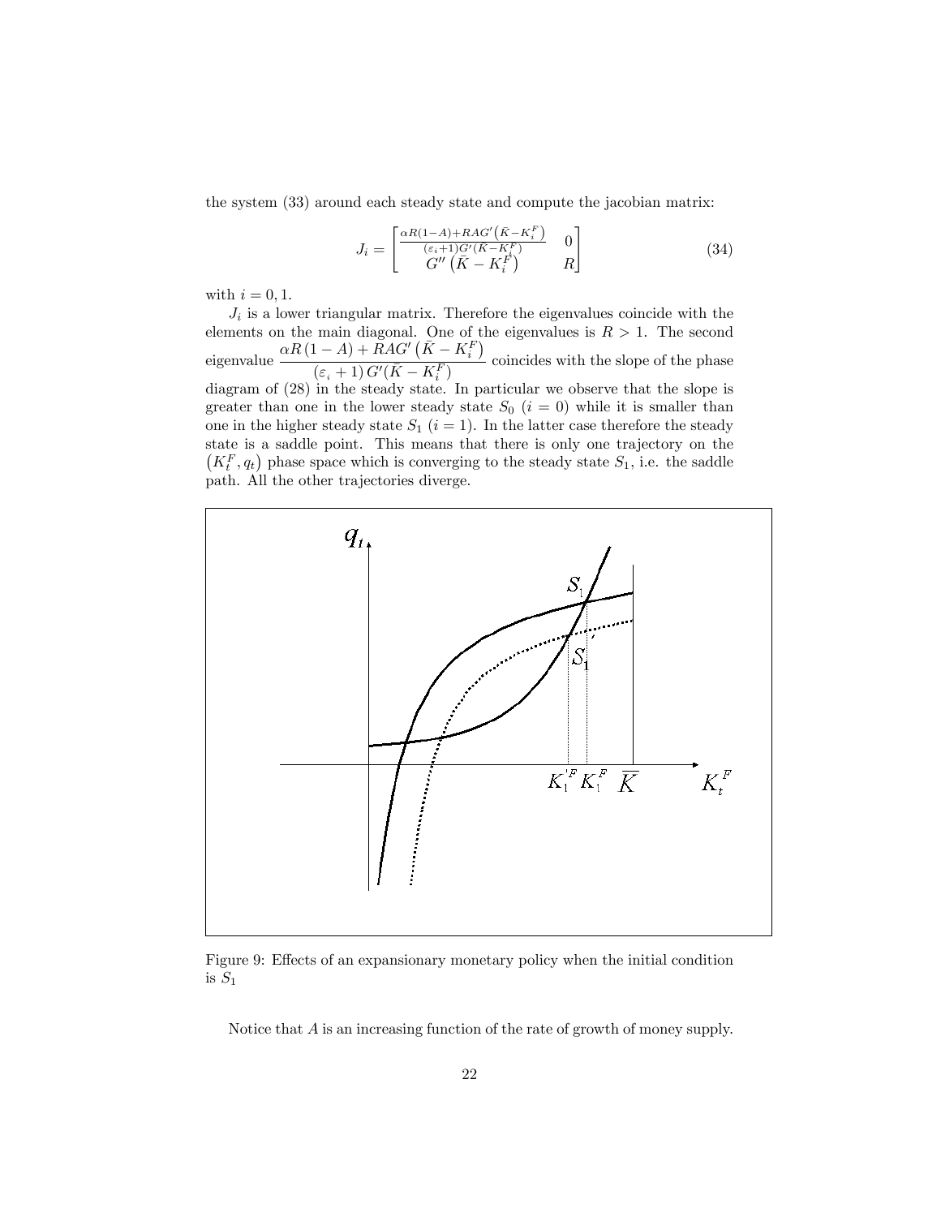the system (33) around each steady state and compute the jacobian matrix:

$$J_i = \begin{bmatrix} \frac{\alpha R(1-A)+RAG'\left(\bar{K}-K_i^F\right)}{(\varepsilon_i+1)G'(\bar{K}-K_i^F)} & 0 \\ G''\left(\bar{K}-K_i^F\right) & R \end{bmatrix} \tag{34}$$

with $i = 0, 1$.

$J_i$ is a lower triangular matrix. Therefore the eigenvalues coincide with the elements on the main diagonal. One of the eigenvalues is $R > 1$. The second eigenvalue $\dfrac{\alpha R(1-A) + RAG'\left(\bar{K} - K_i^F\right)}{(\varepsilon_i + 1)\, G'(\bar{K} - K_i^F)}$ coincides with the slope of the phase diagram of (28) in the steady state. In particular we observe that the slope is greater than one in the lower steady state $S_0$ ($i = 0$) while it is smaller than one in the higher steady state $S_1$ ($i = 1$). In the latter case therefore the steady state is a saddle point. This means that there is only one trajectory on the $\left(K_t^F, q_t\right)$ phase space which is converging to the steady state $S_1$, i.e. the saddle path. All the other trajectories diverge.

Figure 9: Effects of an expansionary monetary policy when the initial condition is $S_1$

Notice that $A$ is an increasing function of the rate of growth of money supply.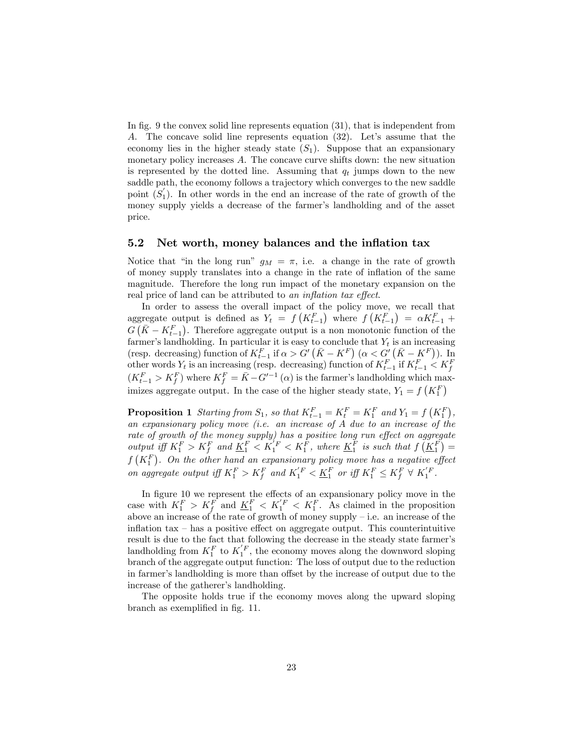In fig. 9 the convex solid line represents equation (31), that is independent from $A$. The concave solid line represents equation (32). Let's assume that the economy lies in the higher steady state ($S_1$). Suppose that an expansionary monetary policy increases $A$. The concave curve shifts down: the new situation is represented by the dotted line. Assuming that $q_t$ jumps down to the new saddle path, the economy follows a trajectory which converges to the new saddle point ($S_1^{'}$). In other words in the end an increase of the rate of growth of the money supply yields a decrease of the farmer's landholding and of the asset price.

## 5.2 Net worth, money balances and the inflation tax

Notice that "in the long run" $g_M = \pi$, i.e. a change in the rate of growth of money supply translates into a change in the rate of inflation of the same magnitude. Therefore the long run impact of the monetary expansion on the real price of land can be attributed to *an inflation tax effect*.

In order to assess the overall impact of the policy move, we recall that aggregate output is defined as $Y_t = f\left(K_{t-1}^F\right)$ where $f\left(K_{t-1}^F\right) = \alpha K_{t-1}^F + G\left(\bar{K} - K_{t-1}^F\right)$. Therefore aggregate output is a non monotonic function of the farmer's landholding. In particular it is easy to conclude that $Y_t$ is an increasing (resp. decreasing) function of $K_{t-1}^F$ if $\alpha > G'\left(\bar{K} - K^F\right)$ ($\alpha < G'\left(\bar{K} - K^F\right)$). In other words $Y_t$ is an increasing (resp. decreasing) function of $K_{t-1}^F$ if $K_{t-1}^F < K_f^F$ ($K_{t-1}^F > K_f^F$) where $K_f^F = \bar{K} - G'^{-1}(\alpha)$ is the farmer's landholding which maximizes aggregate output. In the case of the higher steady state, $Y_1 = f\left(K_1^F\right)$

**Proposition 1** *Starting from $S_1$, so that $K_{t-1}^F = K_t^F = K_1^F$ and $Y_1 = f\left(K_1^F\right)$, an expansionary policy move (i.e. an increase of $A$ due to an increase of the rate of growth of the money supply) has a positive long run effect on aggregate output iff $K_1^F > K_f^F$ and $\underline{K}_1^F < K_1^{'F} < K_1^F$, where $\underline{K}_1^F$ is such that $f\left(\underline{K}_1^F\right) = f\left(K_1^F\right)$. On the other hand an expansionary policy move has a negative effect on aggregate output iff $K_1^F > K_f^F$ and $K_1^{'F} < \underline{K}_1^F$ or iff $K_1^F \leq K_f^F \ \forall \ K_1^{'F}$.*

In figure 10 we represent the effects of an expansionary policy move in the case with $K_1^F > K_f^F$ and $\underline{K}_1^F < K_1^{'F} < K_1^F$. As claimed in the proposition above an increase of the rate of growth of money supply – i.e. an increase of the inflation tax – has a positive effect on aggregate output. This counterintuitive result is due to the fact that following the decrease in the steady state farmer's landholding from $K_1^F$ to $K_1^{'F}$, the economy moves along the downword sloping branch of the aggregate output function: The loss of output due to the reduction in farmer's landholding is more than offset by the increase of output due to the increase of the gatherer's landholding.

The opposite holds true if the economy moves along the upward sloping branch as exemplified in fig. 11.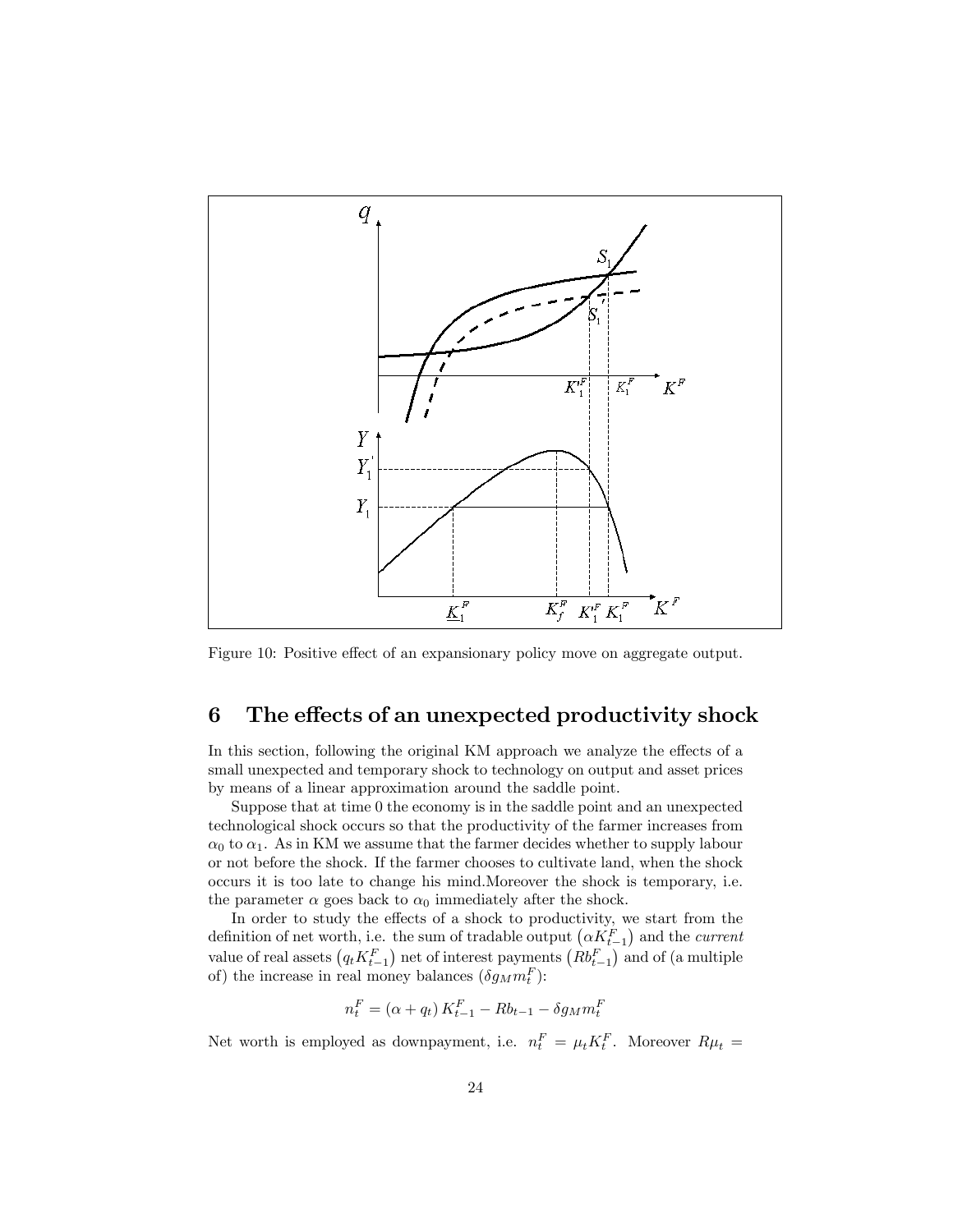Figure 10: Positive effect of an expansionary policy move on aggregate output.

## 6 The effects of an unexpected productivity shock

In this section, following the original KM approach we analyze the effects of a small unexpected and temporary shock to technology on output and asset prices by means of a linear approximation around the saddle point.

Suppose that at time 0 the economy is in the saddle point and an unexpected technological shock occurs so that the productivity of the farmer increases from $\alpha_0$ to $\alpha_1$. As in KM we assume that the farmer decides whether to supply labour or not before the shock. If the farmer chooses to cultivate land, when the shock occurs it is too late to change his mind.Moreover the shock is temporary, i.e. the parameter $\alpha$ goes back to $\alpha_0$ immediately after the shock.

In order to study the effects of a shock to productivity, we start from the definition of net worth, i.e. the sum of tradable output $\left(\alpha K_{t-1}^F\right)$ and the *current* value of real assets $\left(q_t K_{t-1}^F\right)$ net of interest payments $\left(Rb_{t-1}^F\right)$ and of (a multiple of) the increase in real money balances $(\delta g_M m_t^F)$:

$$n_t^F = (\alpha + q_t) K_{t-1}^F - Rb_{t-1} - \delta g_M m_t^F$$

Net worth is employed as downpayment, i.e. $n_t^F = \mu_t K_t^F$. Moreover $R\mu_t =$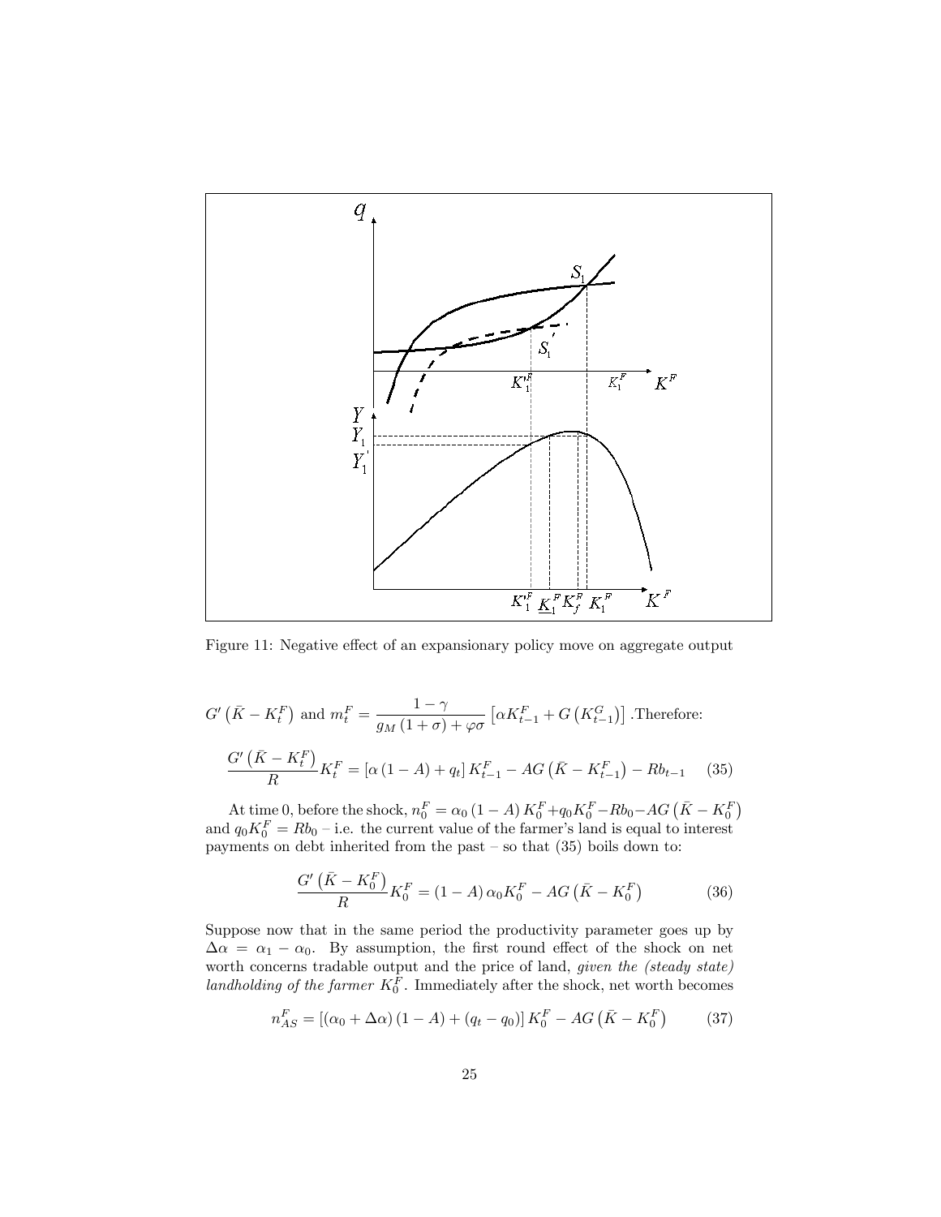Figure 11: Negative effect of an expansionary policy move on aggregate output

$G'\left(\bar{K}-K_t^F\right)$ and $m_t^F = \dfrac{1-\gamma}{g_M\left(1+\sigma\right)+\varphi\sigma}\left[\alpha K_{t-1}^F + G\left(K_{t-1}^G\right)\right]$ .Therefore:

$$\frac{G'\left(\bar{K}-K_t^F\right)}{R}K_t^F = \left[\alpha\left(1-A\right)+q_t\right]K_{t-1}^F - AG\left(\bar{K}-K_{t-1}^F\right) - Rb_{t-1} \qquad (35)$$

At time 0, before the shock, $n_0^F = \alpha_0\left(1-A\right)K_0^F + q_0K_0^F - Rb_0 - AG\left(\bar{K}-K_0^F\right)$ and $q_0K_0^F = Rb_0$ – i.e. the current value of the farmer's land is equal to interest payments on debt inherited from the past – so that (35) boils down to:

$$\frac{G'\left(\bar{K}-K_0^F\right)}{R}K_0^F = \left(1-A\right)\alpha_0K_0^F - AG\left(\bar{K}-K_0^F\right) \qquad (36)$$

Suppose now that in the same period the productivity parameter goes up by $\Delta\alpha = \alpha_1 - \alpha_0$. By assumption, the first round effect of the shock on net worth concerns tradable output and the price of land, *given the (steady state) landholding of the farmer* $K_0^F$. Immediately after the shock, net worth becomes

$$n_{AS}^F = \left[\left(\alpha_0+\Delta\alpha\right)\left(1-A\right)+\left(q_t-q_0\right)\right]K_0^F - AG\left(\bar{K}-K_0^F\right) \qquad (37)$$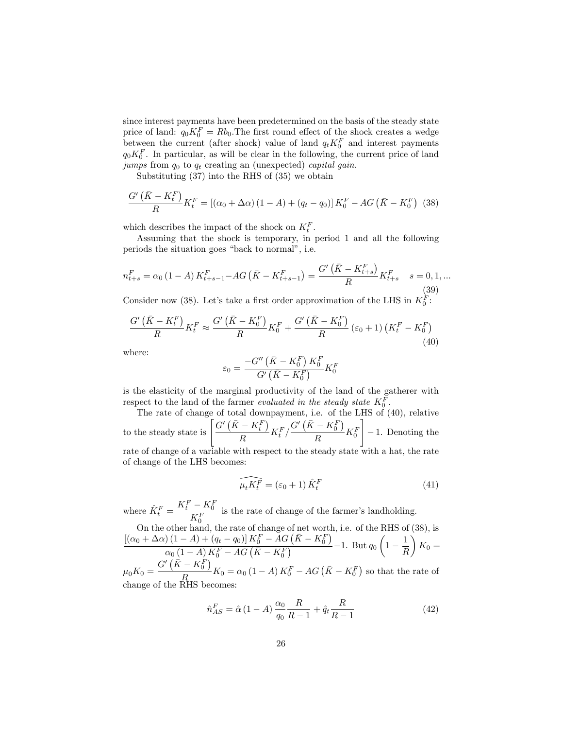since interest payments have been predetermined on the basis of the steady state price of land: $q_0 K_0^F = Rb_0$.The first round effect of the shock creates a wedge between the current (after shock) value of land $q_t K_0^F$ and interest payments $q_0 K_0^F$. In particular, as will be clear in the following, the current price of land *jumps* from $q_0$ to $q_t$ creating an (unexpected) *capital gain.*

Substituting (37) into the RHS of (35) we obtain

$$\frac{G'\left(\bar{K}-K_t^F\right)}{R}K_t^F = \left[\left(\alpha_0+\Delta\alpha\right)(1-A)+(q_t-q_0)\right]K_0^F - AG\left(\bar{K}-K_0^F\right) \quad (38)$$

which describes the impact of the shock on $K_t^F$.

Assuming that the shock is temporary, in period 1 and all the following periods the situation goes "back to normal", i.e.

$$n_{t+s}^F = \alpha_0 (1-A) K_{t+s-1}^F - AG\left(\bar{K}-K_{t+s-1}^F\right) = \frac{G'\left(\bar{K}-K_{t+s}^F\right)}{R}K_{t+s}^F \quad s=0,1,... \quad (39)$$

Consider now (38). Let's take a first order approximation of the LHS in $K_0^F$:

$$\frac{G'\left(\bar{K}-K_t^F\right)}{R}K_t^F \approx \frac{G'\left(\bar{K}-K_0^F\right)}{R}K_0^F + \frac{G'\left(\bar{K}-K_0^F\right)}{R}\left(\varepsilon_0+1\right)\left(K_t^F-K_0^F\right) \quad (40)$$

where:

$$\varepsilon_0 = \frac{-G''\left(\bar{K}-K_0^F\right)K_0^F}{G'\left(\bar{K}-K_0^F\right)}K_0^F$$

is the elasticity of the marginal productivity of the land of the gatherer with respect to the land of the farmer *evaluated in the steady state* $K_0^F$.

The rate of change of total downpayment, i.e. of the LHS of (40), relative to the steady state is $\left[\frac{G'\left(\bar{K}-K_t^F\right)}{R}K_t^F / \frac{G'\left(\bar{K}-K_0^F\right)}{R}K_0^F\right]-1$. Denoting the rate of change of a variable with respect to the steady state with a hat, the rate of change of the LHS becomes:

$$\widehat{\mu_t K_t^F} = \left(\varepsilon_0+1\right)\hat{K}_t^F \quad (41)$$

where $\hat{K}_t^F = \dfrac{K_t^F - K_0^F}{K_0^F}$ is the rate of change of the farmer's landholding.

On the other hand, the rate of change of net worth, i.e. of the RHS of (38), is $\dfrac{\left[\left(\alpha_0+\Delta\alpha\right)(1-A)+(q_t-q_0)\right]K_0^F - AG\left(\bar{K}-K_0^F\right)}{\alpha_0(1-A)K_0^F - AG\left(\bar{K}-K_0^F\right)} - 1$. But $q_0\left(1-\dfrac{1}{R}\right)K_0 = \mu_0 K_0 = \dfrac{G'\left(\bar{K}-K_0^F\right)}{R}K_0 = \alpha_0(1-A)K_0^F - AG\left(\bar{K}-K_0^F\right)$ so that the rate of change of the RHS becomes:

$$\hat{n}_{AS}^F = \hat{\alpha}(1-A)\frac{\alpha_0}{q_0}\frac{R}{R-1} + \hat{q}_t\frac{R}{R-1} \quad (42)$$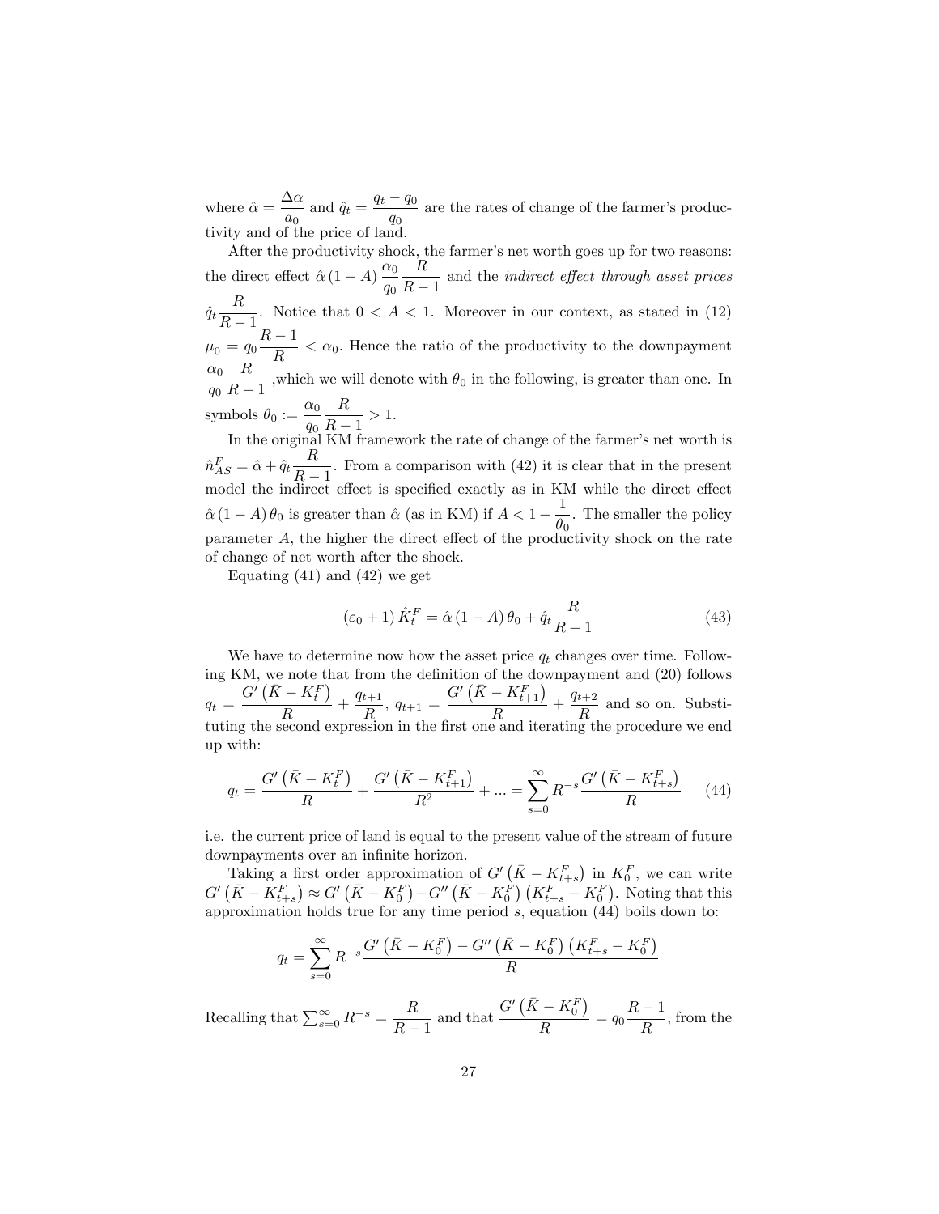where $\hat{\alpha} = \dfrac{\Delta\alpha}{a_0}$ and $\hat{q}_t = \dfrac{q_t - q_0}{q_0}$ are the rates of change of the farmer's productivity and of the price of land.

After the productivity shock, the farmer's net worth goes up for two reasons: the direct effect $\hat{\alpha}(1-A)\dfrac{\alpha_0}{q_0}\dfrac{R}{R-1}$ and the *indirect effect through asset prices* $\hat{q}_t \dfrac{R}{R-1}$. Notice that $0 < A < 1$. Moreover in our context, as stated in (12) $\mu_0 = q_0 \dfrac{R-1}{R} < \alpha_0$. Hence the ratio of the productivity to the downpayment $\dfrac{\alpha_0}{q_0}\dfrac{R}{R-1}$ ,which we will denote with $\theta_0$ in the following, is greater than one. In symbols $\theta_0 := \dfrac{\alpha_0}{q_0}\dfrac{R}{R-1} > 1$.

In the original KM framework the rate of change of the farmer's net worth is $\hat{n}^F_{AS} = \hat{\alpha} + \hat{q}_t \dfrac{R}{R-1}$. From a comparison with (42) it is clear that in the present model the indirect effect is specified exactly as in KM while the direct effect $\hat{\alpha}(1-A)\theta_0$ is greater than $\hat{\alpha}$ (as in KM) if $A < 1 - \dfrac{1}{\theta_0}$. The smaller the policy parameter $A$, the higher the direct effect of the productivity shock on the rate of change of net worth after the shock.

Equating (41) and (42) we get

$$(\varepsilon_0 + 1)\hat{K}^F_t = \hat{\alpha}(1-A)\theta_0 + \hat{q}_t \frac{R}{R-1} \tag{43}$$

We have to determine now how the asset price $q_t$ changes over time. Following KM, we note that from the definition of the downpayment and (20) follows $q_t = \dfrac{G'\left(\bar{K} - K^F_t\right)}{R} + \dfrac{q_{t+1}}{R}$, $q_{t+1} = \dfrac{G'\left(\bar{K} - K^F_{t+1}\right)}{R} + \dfrac{q_{t+2}}{R}$ and so on. Substituting the second expression in the first one and iterating the procedure we end up with:

$$q_t = \frac{G'\left(\bar{K} - K^F_t\right)}{R} + \frac{G'\left(\bar{K} - K^F_{t+1}\right)}{R^2} + ... = \sum_{s=0}^{\infty} R^{-s} \frac{G'\left(\bar{K} - K^F_{t+s}\right)}{R} \tag{44}$$

i.e. the current price of land is equal to the present value of the stream of future downpayments over an infinite horizon.

Taking a first order approximation of $G'\left(\bar{K} - K^F_{t+s}\right)$ in $K^F_0$, we can write $G'\left(\bar{K} - K^F_{t+s}\right) \approx G'\left(\bar{K} - K^F_0\right) - G''\left(\bar{K} - K^F_0\right)\left(K^F_{t+s} - K^F_0\right)$. Noting that this approximation holds true for any time period $s$, equation (44) boils down to:

$$q_t = \sum_{s=0}^{\infty} R^{-s} \frac{G'\left(\bar{K} - K^F_0\right) - G''\left(\bar{K} - K^F_0\right)\left(K^F_{t+s} - K^F_0\right)}{R}$$

Recalling that $\sum_{s=0}^{\infty} R^{-s} = \dfrac{R}{R-1}$ and that $\dfrac{G'\left(\bar{K} - K^F_0\right)}{R} = q_0 \dfrac{R-1}{R}$, from the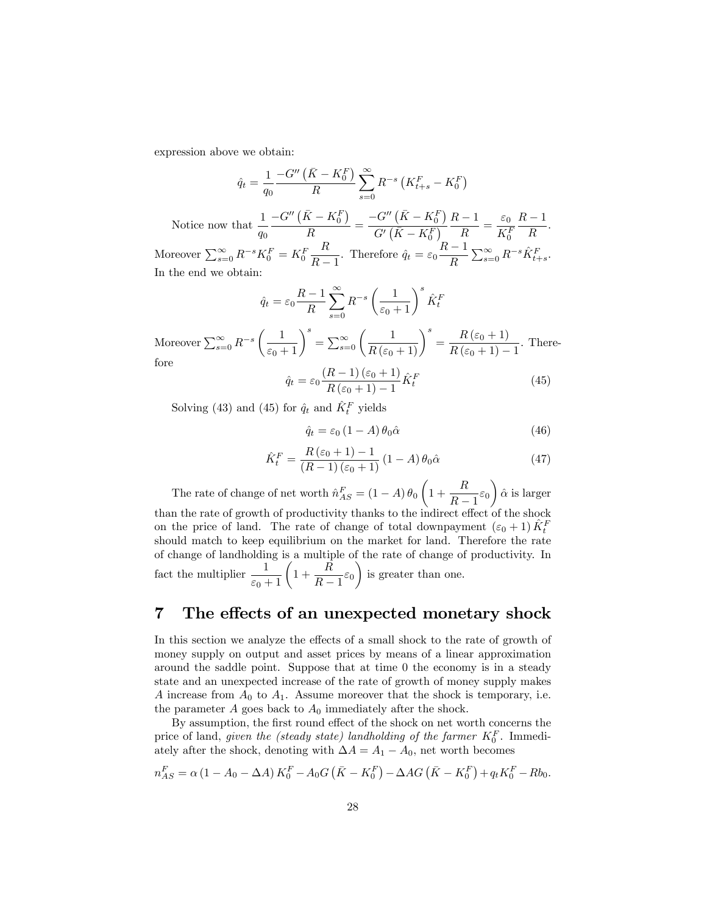expression above we obtain:

$$\hat{q}_t = \frac{1}{q_0}\frac{-G''\left(\bar{K}-K_0^F\right)}{R}\sum_{s=0}^{\infty} R^{-s}\left(K_{t+s}^F - K_0^F\right)$$

Notice now that $\dfrac{1}{q_0}\dfrac{-G''\left(\bar{K}-K_0^F\right)}{R} = \dfrac{-G''\left(\bar{K}-K_0^F\right)}{G'\left(\bar{K}-K_0^F\right)}\dfrac{R-1}{R} = \dfrac{\varepsilon_0}{K_0^F}\dfrac{R-1}{R}$. Moreover $\sum_{s=0}^{\infty} R^{-s}K_0^F = K_0^F\dfrac{R}{R-1}$. Therefore $\hat{q}_t = \varepsilon_0\dfrac{R-1}{R}\sum_{s=0}^{\infty} R^{-s}\hat{K}_{t+s}^F$. In the end we obtain:

$$\hat{q}_t = \varepsilon_0\frac{R-1}{R}\sum_{s=0}^{\infty} R^{-s}\left(\frac{1}{\varepsilon_0+1}\right)^s \hat{K}_t^F$$

Moreover $\sum_{s=0}^{\infty} R^{-s}\left(\dfrac{1}{\varepsilon_0+1}\right)^s = \sum_{s=0}^{\infty}\left(\dfrac{1}{R\left(\varepsilon_0+1\right)}\right)^s = \dfrac{R\left(\varepsilon_0+1\right)}{R\left(\varepsilon_0+1\right)-1}$. Therefore

$$\hat{q}_t = \varepsilon_0\frac{(R-1)\left(\varepsilon_0+1\right)}{R\left(\varepsilon_0+1\right)-1}\hat{K}_t^F \tag{45}$$

Solving (43) and (45) for $\hat{q}_t$ and $\hat{K}_t^F$ yields

$$\hat{q}_t = \varepsilon_0\left(1-A\right)\theta_0\hat{\alpha} \tag{46}$$

$$\hat{K}_t^F = \frac{R\left(\varepsilon_0+1\right)-1}{(R-1)\left(\varepsilon_0+1\right)}\left(1-A\right)\theta_0\hat{\alpha} \tag{47}$$

The rate of change of net worth $\hat{n}_{AS}^F = \left(1-A\right)\theta_0\left(1+\dfrac{R}{R-1}\varepsilon_0\right)\hat{\alpha}$ is larger than the rate of growth of productivity thanks to the indirect effect of the shock on the price of land. The rate of change of total downpayment $\left(\varepsilon_0+1\right)\hat{K}_t^F$ should match to keep equilibrium on the market for land. Therefore the rate of change of landholding is a multiple of the rate of change of productivity. In fact the multiplier $\dfrac{1}{\varepsilon_0+1}\left(1+\dfrac{R}{R-1}\varepsilon_0\right)$ is greater than one.

## 7 The effects of an unexpected monetary shock

In this section we analyze the effects of a small shock to the rate of growth of money supply on output and asset prices by means of a linear approximation around the saddle point. Suppose that at time 0 the economy is in a steady state and an unexpected increase of the rate of growth of money supply makes $A$ increase from $A_0$ to $A_1$. Assume moreover that the shock is temporary, i.e. the parameter $A$ goes back to $A_0$ immediately after the shock.

By assumption, the first round effect of the shock on net worth concerns the price of land, *given the (steady state) landholding of the farmer* $K_0^F$. Immediately after the shock, denoting with $\Delta A = A_1 - A_0$, net worth becomes

$$n_{AS}^F = \alpha\left(1-A_0-\Delta A\right)K_0^F - A_0 G\left(\bar{K}-K_0^F\right) - \Delta A G\left(\bar{K}-K_0^F\right) + q_t K_0^F - Rb_0.$$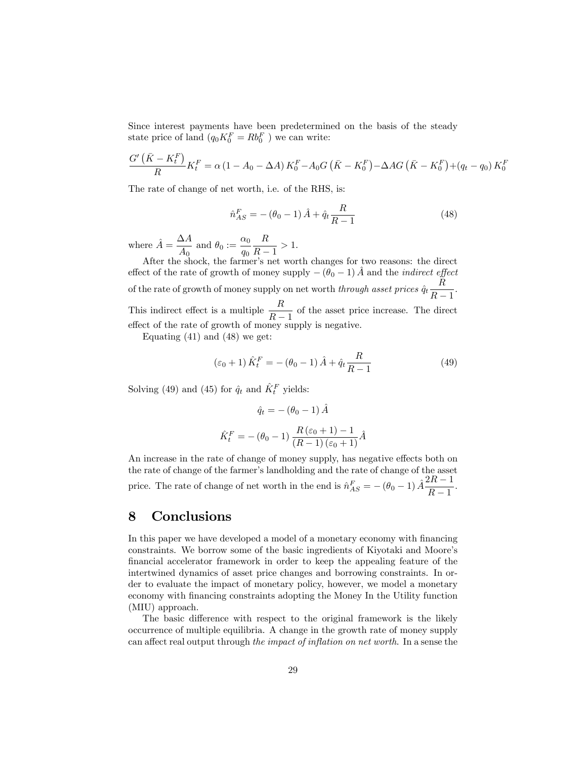Since interest payments have been predetermined on the basis of the steady state price of land ($q_0 K_0^F = R b_0^F$ ) we can write:

$$\frac{G'\left(\bar{K} - K_t^F\right)}{R} K_t^F = \alpha\left(1 - A_0 - \Delta A\right) K_0^F - A_0 G\left(\bar{K} - K_0^F\right) - \Delta A G\left(\bar{K} - K_0^F\right) + \left(q_t - q_0\right) K_0^F$$

The rate of change of net worth, i.e. of the RHS, is:

$$\hat{n}_{AS}^F = -\left(\theta_0 - 1\right)\hat{A} + \hat{q}_t \frac{R}{R-1} \tag{48}$$

where $\hat{A} = \dfrac{\Delta A}{A_0}$ and $\theta_0 := \dfrac{\alpha_0}{q_0}\dfrac{R}{R-1} > 1$.

After the shock, the farmer's net worth changes for two reasons: the direct effect of the rate of growth of money supply $-\left(\theta_0 - 1\right)\hat{A}$ and the *indirect effect* of the rate of growth of money supply on net worth *through asset prices* $\hat{q}_t \dfrac{R}{R-1}$. This indirect effect is a multiple $\dfrac{R}{R-1}$ of the asset price increase. The direct effect of the rate of growth of money supply is negative.

Equating (41) and (48) we get:

$$\left(\varepsilon_0 + 1\right)\hat{K}_t^F = -\left(\theta_0 - 1\right)\hat{A} + \hat{q}_t \frac{R}{R-1} \tag{49}$$

Solving (49) and (45) for $\hat{q}_t$ and $\hat{K}_t^F$ yields:

$$\hat{q}_t = -\left(\theta_0 - 1\right)\hat{A}$$

$$\hat{K}_t^F = -\left(\theta_0 - 1\right)\frac{R\left(\varepsilon_0 + 1\right) - 1}{\left(R - 1\right)\left(\varepsilon_0 + 1\right)}\hat{A}$$

An increase in the rate of change of money supply, has negative effects both on the rate of change of the farmer's landholding and the rate of change of the asset price. The rate of change of net worth in the end is $\hat{n}_{AS}^F = -\left(\theta_0 - 1\right)\hat{A}\dfrac{2R-1}{R-1}$.

## 8 Conclusions

In this paper we have developed a model of a monetary economy with financing constraints. We borrow some of the basic ingredients of Kiyotaki and Moore's financial accelerator framework in order to keep the appealing feature of the intertwined dynamics of asset price changes and borrowing constraints. In order to evaluate the impact of monetary policy, however, we model a monetary economy with financing constraints adopting the Money In the Utility function (MIU) approach.

The basic difference with respect to the original framework is the likely occurrence of multiple equilibria. A change in the growth rate of money supply can affect real output through *the impact of inflation on net worth*. In a sense the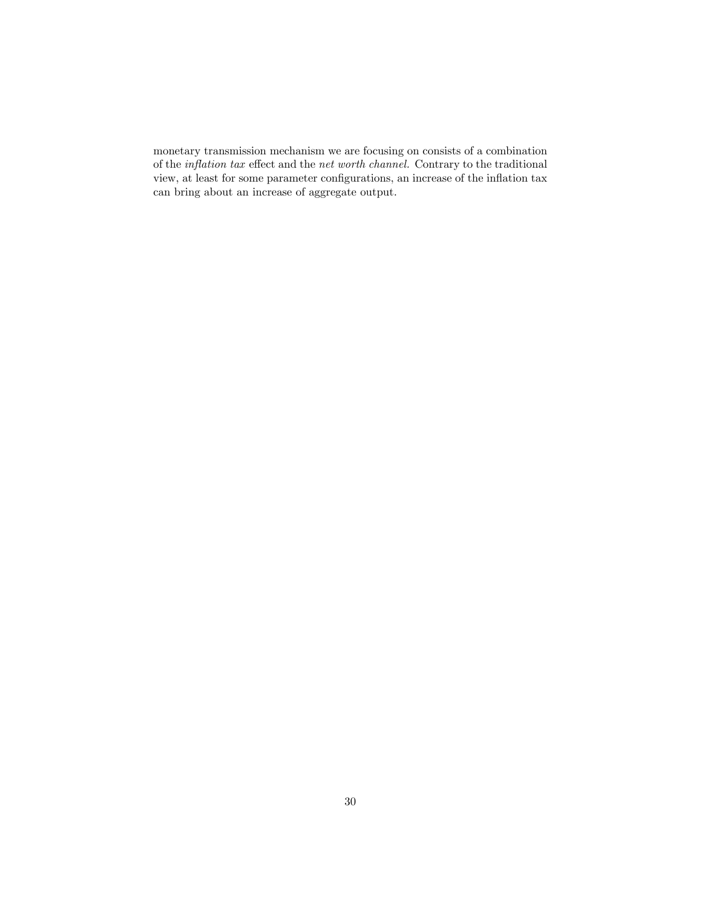monetary transmission mechanism we are focusing on consists of a combination of the *inflation tax* effect and the *net worth channel*. Contrary to the traditional view, at least for some parameter configurations, an increase of the inflation tax can bring about an increase of aggregate output.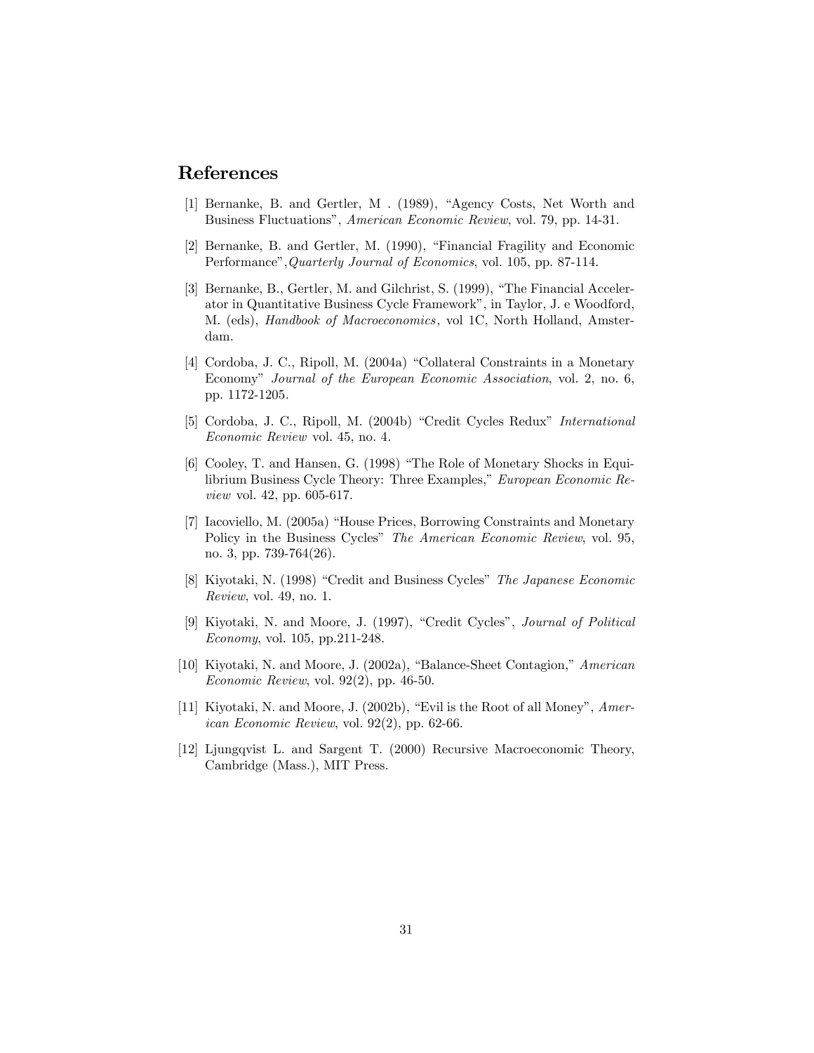## References

[1] Bernanke, B. and Gertler, M . (1989), "Agency Costs, Net Worth and Business Fluctuations", *American Economic Review*, vol. 79, pp. 14-31.

[2] Bernanke, B. and Gertler, M. (1990), "Financial Fragility and Economic Performance",*Quarterly Journal of Economics*, vol. 105, pp. 87-114.

[3] Bernanke, B., Gertler, M. and Gilchrist, S. (1999), "The Financial Accelerator in Quantitative Business Cycle Framework", in Taylor, J. e Woodford, M. (eds), *Handbook of Macroeconomics,* vol 1C, North Holland, Amsterdam.

[4] Cordoba, J. C., Ripoll, M. (2004a) "Collateral Constraints in a Monetary Economy" *Journal of the European Economic Association*, vol. 2, no. 6, pp. 1172-1205.

[5] Cordoba, J. C., Ripoll, M. (2004b) "Credit Cycles Redux" *International Economic Review* vol. 45, no. 4.

[6] Cooley, T. and Hansen, G. (1998) "The Role of Monetary Shocks in Equilibrium Business Cycle Theory: Three Examples," *European Economic Review* vol. 42, pp. 605-617.

[7] Iacoviello, M. (2005a) "House Prices, Borrowing Constraints and Monetary Policy in the Business Cycles" *The American Economic Review*, vol. 95, no. 3, pp. 739-764(26).

[8] Kiyotaki, N. (1998) "Credit and Business Cycles" *The Japanese Economic Review*, vol. 49, no. 1.

[9] Kiyotaki, N. and Moore, J. (1997), "Credit Cycles", *Journal of Political Economy*, vol. 105, pp.211-248.

[10] Kiyotaki, N. and Moore, J. (2002a), "Balance-Sheet Contagion," *American Economic Review*, vol. 92(2), pp. 46-50.

[11] Kiyotaki, N. and Moore, J. (2002b), "Evil is the Root of all Money", *American Economic Review*, vol. 92(2), pp. 62-66.

[12] Ljungqvist L. and Sargent T. (2000) Recursive Macroeconomic Theory, Cambridge (Mass.), MIT Press.